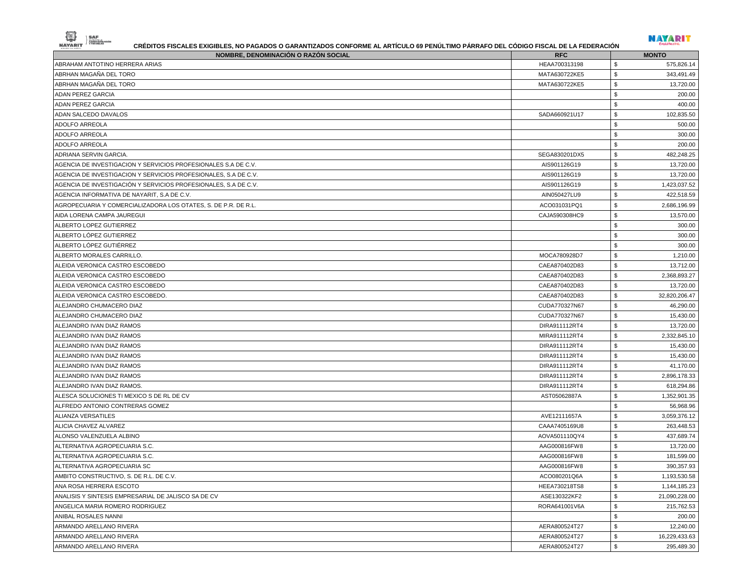## CRÉDITOS FISCALES EXIGIBLES, NO PAGADOS O GARANTIZADOS CONFORME AL ARTÍCULO 69 PENÚLTIMO PÁRRAFO DEL CÓDIGO FISCAL DE LA FEDERACIÓN

| NOMBRE, DENOMINACIÓN O RAZÓN SOCIAL | RFC | MONTO |
|---|---|---|
| ABRAHAM ANTOTINO HERRERA ARIAS | HEAA700313198 | $ 575,826.14 |
| ABRHAN MAGAÑA DEL TORO | MATA630722KE5 | $ 343,491.49 |
| ABRHAN MAGAÑA DEL TORO | MATA630722KE5 | $ 13,720.00 |
| ADAN PEREZ GARCIA | | $ 200.00 |
| ADAN PEREZ GARCIA | | $ 400.00 |
| ADAN SALCEDO DAVALOS | SADA660921U17 | $ 102,835.50 |
| ADOLFO ARREOLA | | $ 500.00 |
| ADOLFO ARREOLA | | $ 300.00 |
| ADOLFO ARREOLA | | $ 200.00 |
| ADRIANA SERVIN GARCIA. | SEGA830201DX5 | $ 482,248.25 |
| AGENCIA DE INVESTIGACION Y SERVICIOS PROFESIONALES S.A DE C.V. | AIS901126G19 | $ 13,720.00 |
| AGENCIA DE INVESTIGACION Y SERVICIOS PROFESIONALES, S.A DE C.V. | AIS901126G19 | $ 13,720.00 |
| AGENCIA DE INVESTIGACIÓN Y SERVICIOS PROFESIONALES, S.A DE C.V. | AIS901126G19 | $ 1,423,037.52 |
| AGENCIA INFORMATIVA DE NAYARIT, S.A DE C.V. | AIN050427LU9 | $ 422,518.59 |
| AGROPECUARIA Y COMERCIALIZADORA LOS OTATES, S. DE P.R. DE R.L. | ACO031031PQ1 | $ 2,686,196.99 |
| AIDA LORENA CAMPA JAUREGUI | CAJA590308HC9 | $ 13,570.00 |
| ALBERTO LOPEZ GUTIERREZ | | $ 300.00 |
| ALBERTO LÓPEZ GUTIERREZ | | $ 300.00 |
| ALBERTO LÓPEZ GUTIÉRREZ | | $ 300.00 |
| ALBERTO MORALES CARRILLO. | MOCA780928D7 | $ 1,210.00 |
| ALEIDA VERONICA CASTRO ESCOBEDO | CAEA870402D83 | $ 13,712.00 |
| ALEIDA VERONICA CASTRO ESCOBEDO | CAEA870402D83 | $ 2,368,893.27 |
| ALEIDA VERONICA CASTRO ESCOBEDO | CAEA870402D83 | $ 13,720.00 |
| ALEIDA VERONICA CASTRO ESCOBEDO. | CAEA870402D83 | $ 32,820,206.47 |
| ALEJANDRO CHUMACERO DIAZ | CUDA770327N67 | $ 46,290.00 |
| ALEJANDRO CHUMACERO DIAZ | CUDA770327N67 | $ 15,430.00 |
| ALEJANDRO IVAN DIAZ RAMOS | DIRA911112RT4 | $ 13,720.00 |
| ALEJANDRO IVAN DIAZ RAMOS | MIRA911112RT4 | $ 2,332,845.10 |
| ALEJANDRO IVAN DIAZ RAMOS | DIRA911112RT4 | $ 15,430.00 |
| ALEJANDRO IVAN DIAZ RAMOS | DIRA911112RT4 | $ 15,430.00 |
| ALEJANDRO IVAN DIAZ RAMOS | DIRA911112RT4 | $ 41,170.00 |
| ALEJANDRO IVAN DIAZ RAMOS | DIRA911112RT4 | $ 2,896,178.33 |
| ALEJANDRO IVAN DIAZ RAMOS. | DIRA911112RT4 | $ 618,294.86 |
| ALESCA SOLUCIONES TI MEXICO S DE RL DE CV | AST05062887A | $ 1,352,901.35 |
| ALFREDO ANTONIO CONTRERAS GOMEZ | | $ 56,968.96 |
| ALIANZA VERSATILES | AVE12111657A | $ 3,059,376.12 |
| ALICIA CHAVEZ ALVAREZ | CAAA7405169U8 | $ 263,448.53 |
| ALONSO VALENZUELA ALBINO | AOVA501110QY4 | $ 437,689.74 |
| ALTERNATIVA AGROPECUARIA S.C. | AAG000816FW8 | $ 13,720.00 |
| ALTERNATIVA AGROPECUARIA S.C. | AAG000816FW8 | $ 181,599.00 |
| ALTERNATIVA AGROPECUARIA SC | AAG000816FW8 | $ 390,357.93 |
| AMBITO CONSTRUCTIVO, S. DE R.L. DE C.V. | ACO080201Q6A | $ 1,193,530.58 |
| ANA ROSA HERRERA ESCOTO | HEEA730218TS8 | $ 1,144,185.23 |
| ANALISIS Y SINTESIS EMPRESARIAL DE JALISCO SA DE CV | ASE130322KF2 | $ 21,090,228.00 |
| ANGELICA MARIA ROMERO RODRIGUEZ | RORA641001V6A | $ 215,762.53 |
| ANIBAL ROSALES NANNI | | $ 200.00 |
| ARMANDO ARELLANO RIVERA | AERA800524T27 | $ 12,240.00 |
| ARMANDO ARELLANO RIVERA | AERA800524T27 | $ 16,229,433.63 |
| ARMANDO ARELLANO RIVERA | AERA800524T27 | $ 295,489.30 |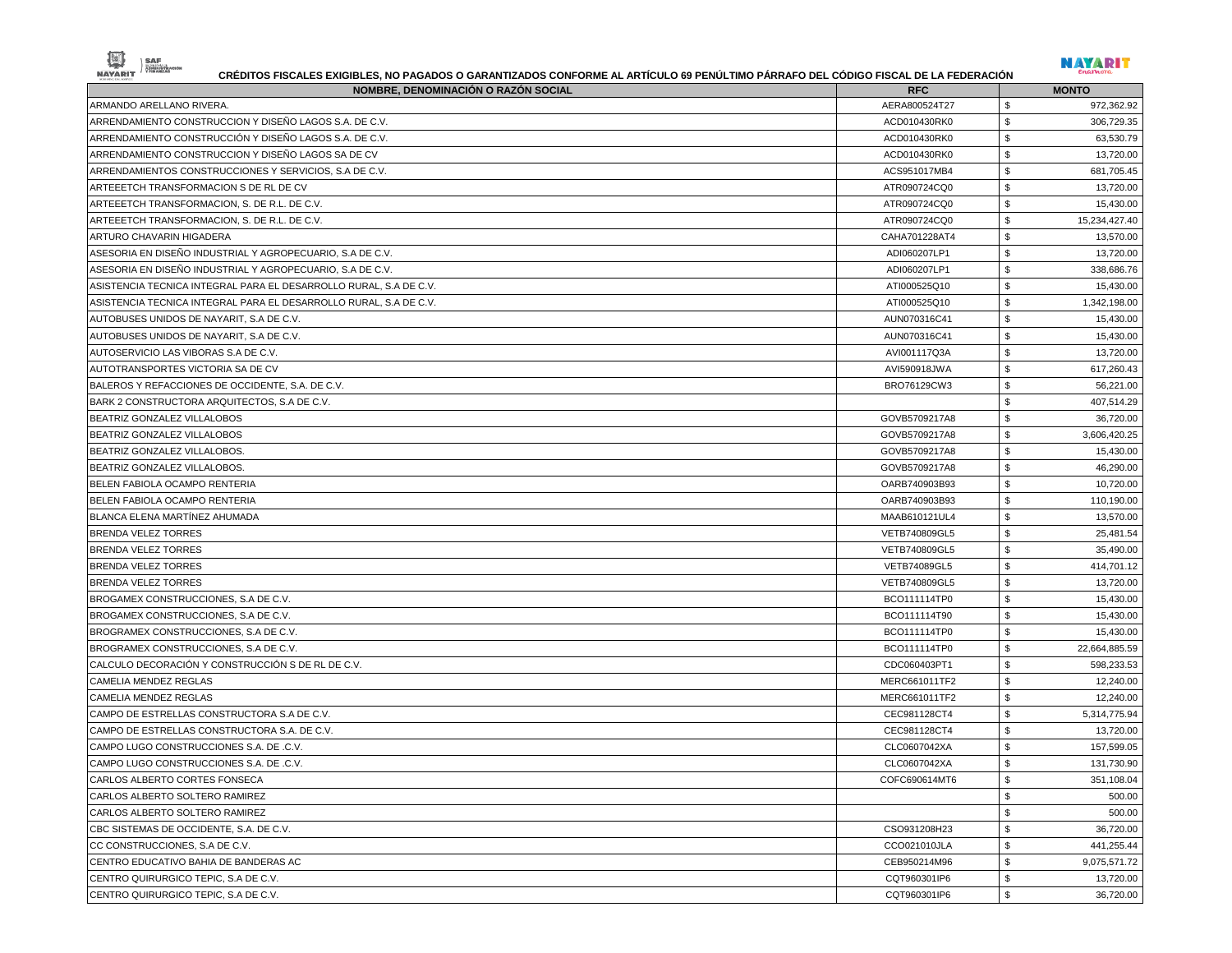**CRÉDITOS FISCALES EXIGIBLES, NO PAGADOS O GARANTIZADOS CONFORME AL ARTÍCULO 69 PENÚLTIMO PÁRRAFO DEL CÓDIGO FISCAL DE LA FEDERACIÓN**

| NOMBRE, DENOMINACIÓN O RAZÓN SOCIAL | RFC | MONTO | |
|---|---|---|---|
| ARMANDO ARELLANO RIVERA. | AERA800524T27 | $ | 972,362.92 |
| ARRENDAMIENTO CONSTRUCCION Y DISEÑO LAGOS S.A. DE C.V. | ACD010430RK0 | $ | 306,729.35 |
| ARRENDAMIENTO CONSTRUCCIÓN Y DISEÑO LAGOS S.A. DE C.V. | ACD010430RK0 | $ | 63,530.79 |
| ARRENDAMIENTO CONSTRUCCION Y DISEÑO LAGOS SA DE CV | ACD010430RK0 | $ | 13,720.00 |
| ARRENDAMIENTOS CONSTRUCCIONES Y SERVICIOS, S.A DE C.V. | ACS951017MB4 | $ | 681,705.45 |
| ARTEEETCH TRANSFORMACION S DE RL DE CV | ATR090724CQ0 | $ | 13,720.00 |
| ARTEEETCH TRANSFORMACION, S. DE R.L. DE C.V. | ATR090724CQ0 | $ | 15,430.00 |
| ARTEEETCH TRANSFORMACION, S. DE R.L. DE C.V. | ATR090724CQ0 | $ | 15,234,427.40 |
| ARTURO CHAVARIN HIGADERA | CAHA701228AT4 | $ | 13,570.00 |
| ASESORIA EN DISEÑO INDUSTRIAL Y AGROPECUARIO, S.A DE C.V. | ADI060207LP1 | $ | 13,720.00 |
| ASESORIA EN DISEÑO INDUSTRIAL Y AGROPECUARIO, S.A DE C.V. | ADI060207LP1 | $ | 338,686.76 |
| ASISTENCIA TECNICA INTEGRAL PARA EL DESARROLLO RURAL, S.A DE C.V. | ATI000525Q10 | $ | 15,430.00 |
| ASISTENCIA TECNICA INTEGRAL PARA EL DESARROLLO RURAL, S.A DE C.V. | ATI000525Q10 | $ | 1,342,198.00 |
| AUTOBUSES UNIDOS DE NAYARIT, S.A DE C.V. | AUN070316C41 | $ | 15,430.00 |
| AUTOBUSES UNIDOS DE NAYARIT, S.A DE C.V. | AUN070316C41 | $ | 15,430.00 |
| AUTOSERVICIO LAS VIBORAS S.A DE C.V. | AVI001117Q3A | $ | 13,720.00 |
| AUTOTRANSPORTES VICTORIA SA DE CV | AVI590918JWA | $ | 617,260.43 |
| BALEROS Y REFACCIONES DE OCCIDENTE, S.A. DE C.V. | BRO76129CW3 | $ | 56,221.00 |
| BARK 2 CONSTRUCTORA ARQUITECTOS, S.A DE C.V. | | $ | 407,514.29 |
| BEATRIZ GONZALEZ VILLALOBOS | GOVB5709217A8 | $ | 36,720.00 |
| BEATRIZ GONZALEZ VILLALOBOS | GOVB5709217A8 | $ | 3,606,420.25 |
| BEATRIZ GONZALEZ VILLALOBOS. | GOVB5709217A8 | $ | 15,430.00 |
| BEATRIZ GONZALEZ VILLALOBOS. | GOVB5709217A8 | $ | 46,290.00 |
| BELEN FABIOLA OCAMPO RENTERIA | OARB740903B93 | $ | 10,720.00 |
| BELEN FABIOLA OCAMPO RENTERIA | OARB740903B93 | $ | 110,190.00 |
| BLANCA ELENA MARTÍNEZ AHUMADA | MAAB610121UL4 | $ | 13,570.00 |
| BRENDA VELEZ TORRES | VETB740809GL5 | $ | 25,481.54 |
| BRENDA VELEZ TORRES | VETB740809GL5 | $ | 35,490.00 |
| BRENDA VELEZ TORRES | VETB74089GL5 | $ | 414,701.12 |
| BRENDA VELEZ TORRES | VETB740809GL5 | $ | 13,720.00 |
| BROGAMEX CONSTRUCCIONES, S.A DE C.V. | BCO111114TP0 | $ | 15,430.00 |
| BROGAMEX CONSTRUCCIONES, S.A DE C.V. | BCO111114T90 | $ | 15,430.00 |
| BROGRAMEX CONSTRUCCIONES, S.A DE C.V. | BCO111114TP0 | $ | 15,430.00 |
| BROGRAMEX CONSTRUCCIONES, S.A DE C.V. | BCO111114TP0 | $ | 22,664,885.59 |
| CALCULO DECORACIÓN Y CONSTRUCCIÓN S DE RL DE C.V. | CDC060403PT1 | $ | 598,233.53 |
| CAMELIA MENDEZ REGLAS | MERC661011TF2 | $ | 12,240.00 |
| CAMELIA MENDEZ REGLAS | MERC661011TF2 | $ | 12,240.00 |
| CAMPO DE ESTRELLAS CONSTRUCTORA S.A DE C.V. | CEC981128CT4 | $ | 5,314,775.94 |
| CAMPO DE ESTRELLAS CONSTRUCTORA S.A. DE C.V. | CEC981128CT4 | $ | 13,720.00 |
| CAMPO LUGO CONSTRUCCIONES S.A. DE .C.V. | CLC0607042XA | $ | 157,599.05 |
| CAMPO LUGO CONSTRUCCIONES S.A. DE .C.V. | CLC0607042XA | $ | 131,730.90 |
| CARLOS ALBERTO CORTES FONSECA | COFC690614MT6 | $ | 351,108.04 |
| CARLOS ALBERTO SOLTERO RAMIREZ | | $ | 500.00 |
| CARLOS ALBERTO SOLTERO RAMIREZ | | $ | 500.00 |
| CBC SISTEMAS DE OCCIDENTE, S.A. DE C.V. | CSO931208H23 | $ | 36,720.00 |
| CC CONSTRUCCIONES, S.A DE C.V. | CCO021010JLA | $ | 441,255.44 |
| CENTRO EDUCATIVO BAHIA DE BANDERAS AC | CEB950214M96 | $ | 9,075,571.72 |
| CENTRO QUIRURGICO TEPIC, S.A DE C.V. | CQT960301IP6 | $ | 13,720.00 |
| CENTRO QUIRURGICO TEPIC, S.A DE C.V. | CQT960301IP6 | $ | 36,720.00 |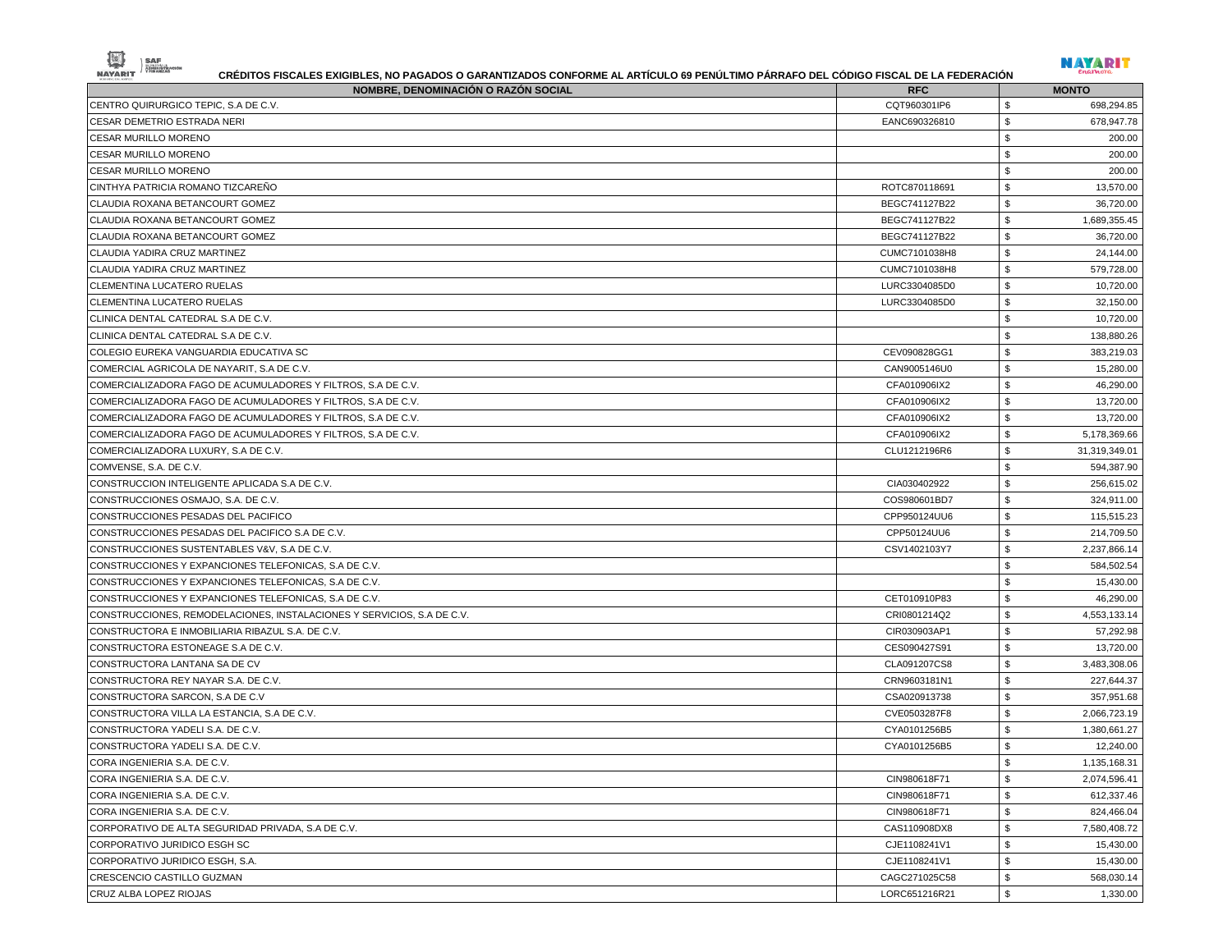**CRÉDITOS FISCALES EXIGIBLES, NO PAGADOS O GARANTIZADOS CONFORME AL ARTÍCULO 69 PENÚLTIMO PÁRRAFO DEL CÓDIGO FISCAL DE LA FEDERACIÓN**

| NOMBRE, DENOMINACIÓN O RAZÓN SOCIAL | RFC | MONTO |
|---|---|---|
| CENTRO QUIRURGICO TEPIC, S.A DE C.V. | CQT960301IP6 | $ 698,294.85 |
| CESAR DEMETRIO ESTRADA NERI | EANC690326810 | $ 678,947.78 |
| CESAR MURILLO MORENO | | $ 200.00 |
| CESAR MURILLO MORENO | | $ 200.00 |
| CESAR MURILLO MORENO | | $ 200.00 |
| CINTHYA PATRICIA ROMANO TIZCAREÑO | ROTC870118691 | $ 13,570.00 |
| CLAUDIA ROXANA BETANCOURT GOMEZ | BEGC741127B22 | $ 36,720.00 |
| CLAUDIA ROXANA BETANCOURT GOMEZ | BEGC741127B22 | $ 1,689,355.45 |
| CLAUDIA ROXANA BETANCOURT GOMEZ | BEGC741127B22 | $ 36,720.00 |
| CLAUDIA YADIRA CRUZ MARTINEZ | CUMC7101038H8 | $ 24,144.00 |
| CLAUDIA YADIRA CRUZ MARTINEZ | CUMC7101038H8 | $ 579,728.00 |
| CLEMENTINA LUCATERO RUELAS | LURC3304085D0 | $ 10,720.00 |
| CLEMENTINA LUCATERO RUELAS | LURC3304085D0 | $ 32,150.00 |
| CLINICA DENTAL CATEDRAL S.A DE C.V. | | $ 10,720.00 |
| CLINICA DENTAL CATEDRAL S.A DE C.V. | | $ 138,880.26 |
| COLEGIO EUREKA VANGUARDIA EDUCATIVA SC | CEV090828GG1 | $ 383,219.03 |
| COMERCIAL AGRICOLA DE NAYARIT, S.A DE C.V. | CAN9005146U0 | $ 15,280.00 |
| COMERCIALIZADORA FAGO DE ACUMULADORES Y FILTROS, S.A DE C.V. | CFA010906IX2 | $ 46,290.00 |
| COMERCIALIZADORA FAGO DE ACUMULADORES Y FILTROS, S.A DE C.V. | CFA010906IX2 | $ 13,720.00 |
| COMERCIALIZADORA FAGO DE ACUMULADORES Y FILTROS, S.A DE C.V. | CFA010906IX2 | $ 13,720.00 |
| COMERCIALIZADORA FAGO DE ACUMULADORES Y FILTROS, S.A DE C.V. | CFA010906IX2 | $ 5,178,369.66 |
| COMERCIALIZADORA LUXURY, S.A DE C.V. | CLU1212196R6 | $ 31,319,349.01 |
| COMVENSE, S.A. DE C.V. | | $ 594,387.90 |
| CONSTRUCCION INTELIGENTE APLICADA S.A DE C.V. | CIA030402922 | $ 256,615.02 |
| CONSTRUCCIONES OSMAJO, S.A. DE C.V. | COS980601BD7 | $ 324,911.00 |
| CONSTRUCCIONES PESADAS DEL PACIFICO | CPP950124UU6 | $ 115,515.23 |
| CONSTRUCCIONES PESADAS DEL PACIFICO S.A DE C.V. | CPP50124UU6 | $ 214,709.50 |
| CONSTRUCCIONES SUSTENTABLES V&V, S.A DE C.V. | CSV1402103Y7 | $ 2,237,866.14 |
| CONSTRUCCIONES Y EXPANCIONES TELEFONICAS, S.A DE C.V. | | $ 584,502.54 |
| CONSTRUCCIONES Y EXPANCIONES TELEFONICAS, S.A DE C.V. | | $ 15,430.00 |
| CONSTRUCCIONES Y EXPANCIONES TELEFONICAS, S.A DE C.V. | CET010910P83 | $ 46,290.00 |
| CONSTRUCCIONES, REMODELACIONES, INSTALACIONES Y SERVICIOS, S.A DE C.V. | CRI0801214Q2 | $ 4,553,133.14 |
| CONSTRUCTORA E INMOBILIARIA RIBAZUL S.A. DE C.V. | CIR030903AP1 | $ 57,292.98 |
| CONSTRUCTORA ESTONEAGE S.A DE C.V. | CES090427S91 | $ 13,720.00 |
| CONSTRUCTORA LANTANA SA DE CV | CLA091207CS8 | $ 3,483,308.06 |
| CONSTRUCTORA REY NAYAR S.A. DE C.V. | CRN9603181N1 | $ 227,644.37 |
| CONSTRUCTORA SARCON, S.A DE C.V | CSA020913738 | $ 357,951.68 |
| CONSTRUCTORA VILLA LA ESTANCIA, S.A DE C.V. | CVE0503287F8 | $ 2,066,723.19 |
| CONSTRUCTORA YADELI S.A. DE C.V. | CYA0101256B5 | $ 1,380,661.27 |
| CONSTRUCTORA YADELI S.A. DE C.V. | CYA0101256B5 | $ 12,240.00 |
| CORA INGENIERIA S.A. DE C.V. | | $ 1,135,168.31 |
| CORA INGENIERIA S.A. DE C.V. | CIN980618F71 | $ 2,074,596.41 |
| CORA INGENIERIA S.A. DE C.V. | CIN980618F71 | $ 612,337.46 |
| CORA INGENIERIA S.A. DE C.V. | CIN980618F71 | $ 824,466.04 |
| CORPORATIVO DE ALTA SEGURIDAD PRIVADA, S.A DE C.V. | CAS110908DX8 | $ 7,580,408.72 |
| CORPORATIVO JURIDICO ESGH SC | CJE1108241V1 | $ 15,430.00 |
| CORPORATIVO JURIDICO ESGH, S.A. | CJE1108241V1 | $ 15,430.00 |
| CRESCENCIO CASTILLO GUZMAN | CAGC271025C58 | $ 568,030.14 |
| CRUZ ALBA LOPEZ RIOJAS | LORC651216R21 | $ 1,330.00 |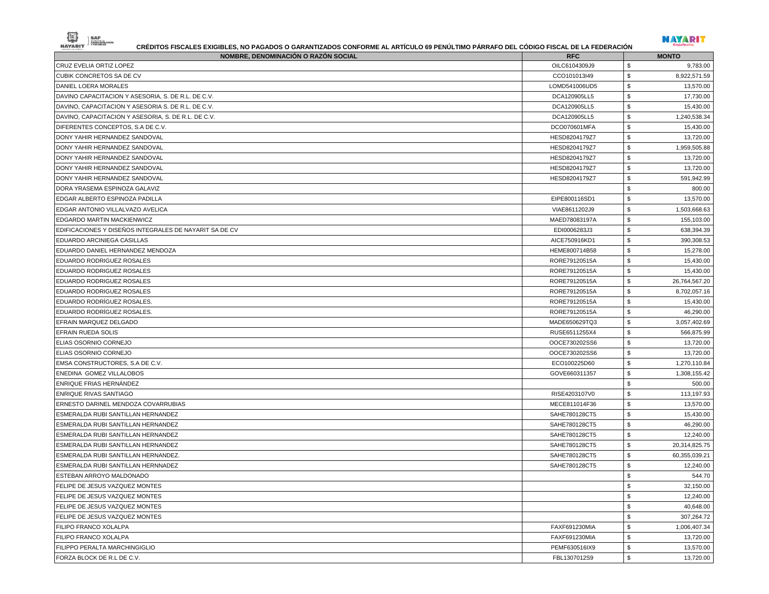## CRÉDITOS FISCALES EXIGIBLES, NO PAGADOS O GARANTIZADOS CONFORME AL ARTÍCULO 69 PENÚLTIMO PÁRRAFO DEL CÓDIGO FISCAL DE LA FEDERACIÓN

| NOMBRE, DENOMINACIÓN O RAZÓN SOCIAL | RFC | MONTO |
|---|---|---|
| CRUZ EVELIA ORTIZ LOPEZ | OILC6104309J9 | $ 9,783.00 |
| CUBIK CONCRETOS SA DE CV | CCO101013I49 | $ 8,922,571.59 |
| DANIEL LOERA MORALES | LOMD541006UD5 | $ 13,570.00 |
| DAVINO CAPACITACION Y ASESORIA, S. DE R.L. DE C.V. | DCA120905LL5 | $ 17,730.00 |
| DAVINO, CAPACITACION Y ASESORIA S. DE R.L. DE C.V. | DCA120905LL5 | $ 15,430.00 |
| DAVINO, CAPACITACION Y ASESORIA, S. DE R.L. DE C.V. | DCA120905LL5 | $ 1,240,538.34 |
| DIFERENTES CONCEPTOS, S.A DE C.V. | DCO070601MFA | $ 15,430.00 |
| DONY YAHIR HERNANDEZ SANDOVAL | HESD8204179Z7 | $ 13,720.00 |
| DONY YAHIR HERNANDEZ SANDOVAL | HESD8204179Z7 | $ 1,959,505.88 |
| DONY YAHIR HERNANDEZ SANDOVAL | HESD8204179Z7 | $ 13,720.00 |
| DONY YAHIR HERNANDEZ SANDOVAL | HESD8204179Z7 | $ 13,720.00 |
| DONY YAHIR HERNANDEZ SANDOVAL | HESD8204179Z7 | $ 591,942.99 |
| DORA YRASEMA ESPINOZA GALAVIZ | | $ 800.00 |
| EDGAR ALBERTO ESPINOZA PADILLA | EIPE800116SD1 | $ 13,570.00 |
| EDGAR ANTONIO VILLALVAZO AVELICA | VIAE8611202J9 | $ 1,503,668.63 |
| EDGARDO MARTIN MACKIENWICZ | MAED78083197A | $ 155,103.00 |
| EDIFICACIONES Y DISEÑOS INTEGRALES DE NAYARIT SA DE CV | EDI0006283J3 | $ 638,394.39 |
| EDUARDO ARCINIEGA CASILLAS | AICE750916KD1 | $ 390,308.53 |
| EDUARDO DANIEL HERNANDEZ MENDOZA | HEME800714B58 | $ 15,278.00 |
| EDUARDO RODRIGUEZ ROSALES | RORE79120515A | $ 15,430.00 |
| EDUARDO RODRIGUEZ ROSALES | RORE79120515A | $ 15,430.00 |
| EDUARDO RODRIGUEZ ROSALES | RORE79120515A | $ 26,764,567.20 |
| EDUARDO RODRIGUEZ ROSALES | RORE79120515A | $ 8,702,057.16 |
| EDUARDO RODRÍGUEZ ROSALES. | RORE79120515A | $ 15,430.00 |
| EDUARDO RODRÍGUEZ ROSALES. | RORE79120515A | $ 46,290.00 |
| EFRAIN MARQUEZ DELGADO | MADE650629TQ3 | $ 3,057,402.69 |
| EFRAIN RUEDA SOLIS | RUSE6511255X4 | $ 566,875.99 |
| ELIAS OSORNIO CORNEJO | OOCE730202SS6 | $ 13,720.00 |
| ELIAS OSORNIO CORNEJO | OOCE730202SS6 | $ 13,720.00 |
| EMSA CONSTRUCTORES, S.A DE C.V. | ECO100225D60 | $ 1,270,110.84 |
| ENEDINA GOMEZ VILLALOBOS | GOVE660311357 | $ 1,308,155.42 |
| ENRIQUE FRIAS HERNÁNDEZ | | $ 500.00 |
| ENRIQUE RIVAS SANTIAGO | RISE4203107V0 | $ 113,197.93 |
| ERNESTO DARINEL MENDOZA COVARRUBIAS | MECE811014F36 | $ 13,570.00 |
| ESMERALDA RUBI SANTILLAN HERNANDEZ | SAHE780128CT5 | $ 15,430.00 |
| ESMERALDA RUBI SANTILLAN HERNANDEZ | SAHE780128CT5 | $ 46,290.00 |
| ESMERALDA RUBI SANTILLAN HERNANDEZ | SAHE780128CT5 | $ 12,240.00 |
| ESMERALDA RUBI SANTILLAN HERNANDEZ | SAHE780128CT5 | $ 20,314,825.75 |
| ESMERALDA RUBI SANTILLAN HERNANDEZ. | SAHE780128CT5 | $ 60,355,039.21 |
| ESMERALDA RUBI SANTILLAN HERNNADEZ | SAHE780128CT5 | $ 12,240.00 |
| ESTEBAN ARROYO MALDONADO | | $ 544.70 |
| FELIPE DE JESUS VAZQUEZ MONTES | | $ 32,150.00 |
| FELIPE DE JESUS VAZQUEZ MONTES | | $ 12,240.00 |
| FELIPE DE JESUS VAZQUEZ MONTES | | $ 40,648.00 |
| FELIPE DE JESUS VAZQUEZ MONTES | | $ 307,264.72 |
| FILIPO FRANCO XOLALPA | FAXF691230MIA | $ 1,006,407.34 |
| FILIPO FRANCO XOLALPA | FAXF691230MIA | $ 13,720.00 |
| FILIPPO PERALTA MARCHINGIGLIO | PEMF630516IX9 | $ 13,570.00 |
| FORZA BLOCK DE R.L DE C.V. | FBL1307012S9 | $ 13,720.00 |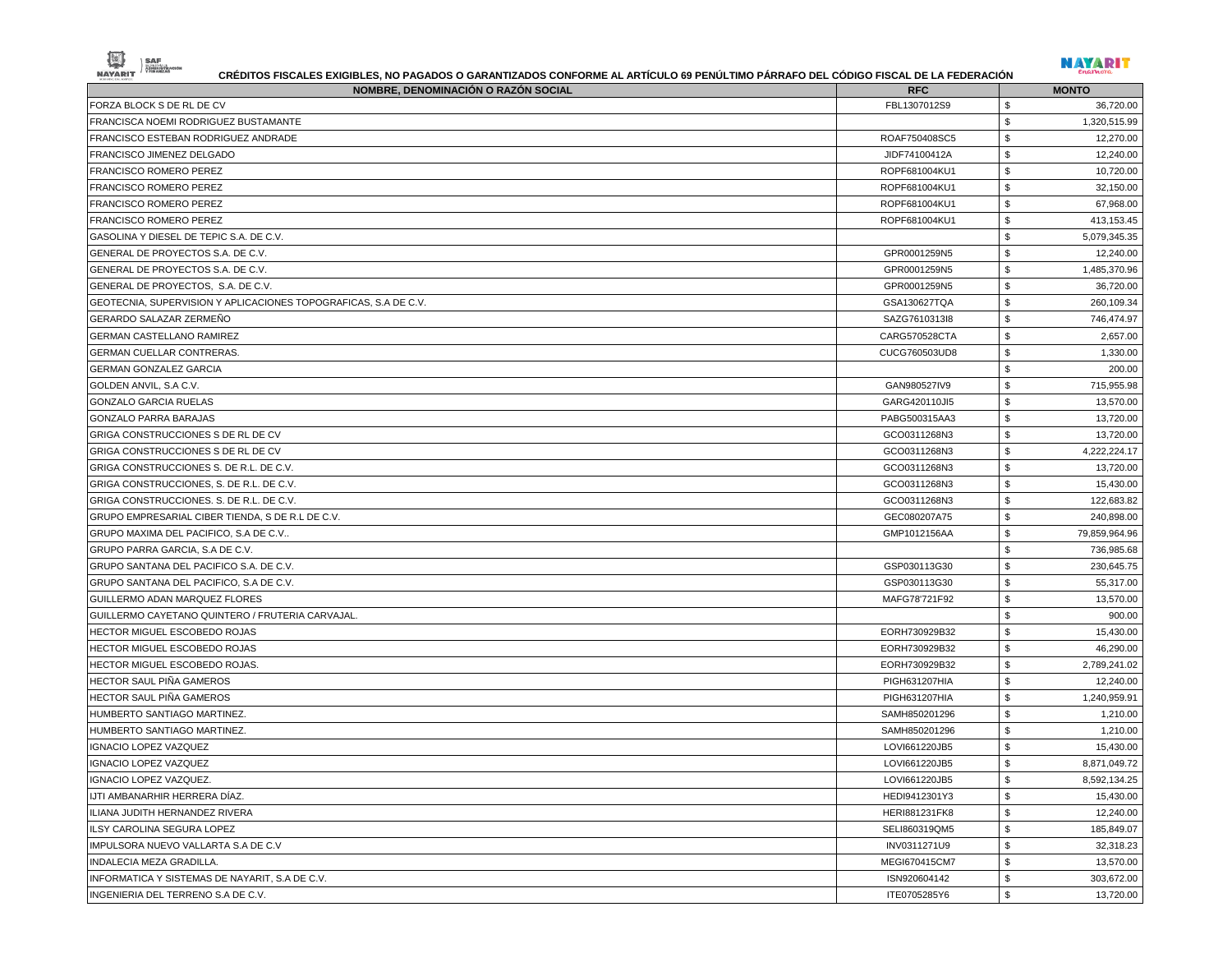## CRÉDITOS FISCALES EXIGIBLES, NO PAGADOS O GARANTIZADOS CONFORME AL ARTÍCULO 69 PENÚLTIMO PÁRRAFO DEL CÓDIGO FISCAL DE LA FEDERACIÓN

| NOMBRE, DENOMINACIÓN O RAZÓN SOCIAL | RFC | MONTO |
|---|---|---|
| FORZA BLOCK S DE RL DE CV | FBL1307012S9 | $ 36,720.00 |
| FRANCISCA NOEMI RODRIGUEZ BUSTAMANTE | | $ 1,320,515.99 |
| FRANCISCO ESTEBAN RODRIGUEZ ANDRADE | ROAF750408SC5 | $ 12,270.00 |
| FRANCISCO JIMENEZ DELGADO | JIDF74100412A | $ 12,240.00 |
| FRANCISCO ROMERO PEREZ | ROPF681004KU1 | $ 10,720.00 |
| FRANCISCO ROMERO PEREZ | ROPF681004KU1 | $ 32,150.00 |
| FRANCISCO ROMERO PEREZ | ROPF681004KU1 | $ 67,968.00 |
| FRANCISCO ROMERO PEREZ | ROPF681004KU1 | $ 413,153.45 |
| GASOLINA Y DIESEL DE TEPIC S.A. DE C.V. | | $ 5,079,345.35 |
| GENERAL DE PROYECTOS S.A. DE C.V. | GPR0001259N5 | $ 12,240.00 |
| GENERAL DE PROYECTOS S.A. DE C.V. | GPR0001259N5 | $ 1,485,370.96 |
| GENERAL DE PROYECTOS, S.A. DE C.V. | GPR0001259N5 | $ 36,720.00 |
| GEOTECNIA, SUPERVISION Y APLICACIONES TOPOGRAFICAS, S.A DE C.V. | GSA130627TQA | $ 260,109.34 |
| GERARDO SALAZAR ZERMEÑO | SAZG7610313I8 | $ 746,474.97 |
| GERMAN CASTELLANO RAMIREZ | CARG570528CTA | $ 2,657.00 |
| GERMAN CUELLAR CONTRERAS. | CUCG760503UD8 | $ 1,330.00 |
| GERMAN GONZALEZ GARCIA | | $ 200.00 |
| GOLDEN ANVIL, S.A C.V. | GAN980527IV9 | $ 715,955.98 |
| GONZALO GARCIA RUELAS | GARG420110JI5 | $ 13,570.00 |
| GONZALO PARRA BARAJAS | PABG500315AA3 | $ 13,720.00 |
| GRIGA CONSTRUCCIONES S DE RL DE CV | GCO0311268N3 | $ 13,720.00 |
| GRIGA CONSTRUCCIONES S DE RL DE CV | GCO0311268N3 | $ 4,222,224.17 |
| GRIGA CONSTRUCCIONES S. DE R.L. DE C.V. | GCO0311268N3 | $ 13,720.00 |
| GRIGA CONSTRUCCIONES, S. DE R.L. DE C.V. | GCO0311268N3 | $ 15,430.00 |
| GRIGA CONSTRUCCIONES. S. DE R.L. DE C.V. | GCO0311268N3 | $ 122,683.82 |
| GRUPO EMPRESARIAL CIBER TIENDA, S DE R.L DE C.V. | GEC080207A75 | $ 240,898.00 |
| GRUPO MAXIMA DEL PACIFICO, S.A DE C.V.. | GMP1012156AA | $ 79,859,964.96 |
| GRUPO PARRA GARCIA, S.A DE C.V. | | $ 736,985.68 |
| GRUPO SANTANA DEL PACIFICO S.A. DE C.V. | GSP030113G30 | $ 230,645.75 |
| GRUPO SANTANA DEL PACIFICO, S.A DE C.V. | GSP030113G30 | $ 55,317.00 |
| GUILLERMO ADAN MARQUEZ FLORES | MAFG78'721F92 | $ 13,570.00 |
| GUILLERMO CAYETANO QUINTERO / FRUTERIA CARVAJAL. | | $ 900.00 |
| HECTOR MIGUEL ESCOBEDO ROJAS | EORH730929B32 | $ 15,430.00 |
| HECTOR MIGUEL ESCOBEDO ROJAS | EORH730929B32 | $ 46,290.00 |
| HECTOR MIGUEL ESCOBEDO ROJAS. | EORH730929B32 | $ 2,789,241.02 |
| HECTOR SAUL PIÑA GAMEROS | PIGH631207HIA | $ 12,240.00 |
| HECTOR SAUL PIÑA GAMEROS | PIGH631207HIA | $ 1,240,959.91 |
| HUMBERTO SANTIAGO MARTINEZ. | SAMH850201296 | $ 1,210.00 |
| HUMBERTO SANTIAGO MARTINEZ. | SAMH850201296 | $ 1,210.00 |
| IGNACIO LOPEZ VAZQUEZ | LOVI661220JB5 | $ 15,430.00 |
| IGNACIO LOPEZ VAZQUEZ | LOVI661220JB5 | $ 8,871,049.72 |
| IGNACIO LOPEZ VAZQUEZ. | LOVI661220JB5 | $ 8,592,134.25 |
| IJTI AMBANARHIR HERRERA DÍAZ. | HEDI9412301Y3 | $ 15,430.00 |
| ILIANA JUDITH HERNANDEZ RIVERA | HERI881231FK8 | $ 12,240.00 |
| ILSY CAROLINA SEGURA LOPEZ | SELI860319QM5 | $ 185,849.07 |
| IMPULSORA NUEVO VALLARTA S.A DE C.V | INV0311271U9 | $ 32,318.23 |
| INDALECIA MEZA GRADILLA. | MEGI670415CM7 | $ 13,570.00 |
| INFORMATICA Y SISTEMAS DE NAYARIT, S.A DE C.V. | ISN920604142 | $ 303,672.00 |
| INGENIERIA DEL TERRENO S.A DE C.V. | ITE0705285Y6 | $ 13,720.00 |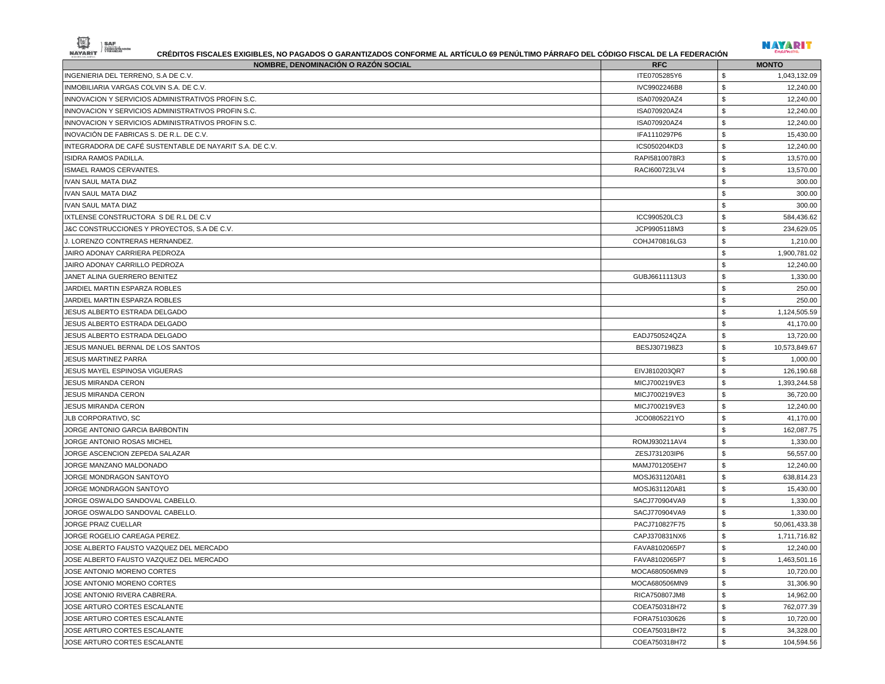## CRÉDITOS FISCALES EXIGIBLES, NO PAGADOS O GARANTIZADOS CONFORME AL ARTÍCULO 69 PENÚLTIMO PÁRRAFO DEL CÓDIGO FISCAL DE LA FEDERACIÓN

| NOMBRE, DENOMINACIÓN O RAZÓN SOCIAL | RFC | MONTO | |
|---|---|---|---|
| INGENIERIA DEL TERRENO, S.A DE C.V. | ITE0705285Y6 | $ | 1,043,132.09 |
| INMOBILIARIA VARGAS COLVIN S.A. DE C.V. | IVC9902246B8 | $ | 12,240.00 |
| INNOVACION Y SERVICIOS ADMINISTRATIVOS PROFIN S.C. | ISA070920AZ4 | $ | 12,240.00 |
| INNOVACION Y SERVICIOS ADMINISTRATIVOS PROFIN S.C. | ISA070920AZ4 | $ | 12,240.00 |
| INNOVACION Y SERVICIOS ADMINISTRATIVOS PROFIN S.C. | ISA070920AZ4 | $ | 12,240.00 |
| INOVACIÓN DE FABRICAS S. DE R.L. DE C.V. | IFA1110297P6 | $ | 15,430.00 |
| INTEGRADORA DE CAFÉ SUSTENTABLE DE NAYARIT S.A. DE C.V. | ICS050204KD3 | $ | 12,240.00 |
| ISIDRA RAMOS PADILLA. | RAPI5810078R3 | $ | 13,570.00 |
| ISMAEL RAMOS CERVANTES. | RACI600723LV4 | $ | 13,570.00 |
| IVAN SAUL MATA DIAZ | | $ | 300.00 |
| IVAN SAUL MATA DIAZ | | $ | 300.00 |
| IVAN SAUL MATA DIAZ | | $ | 300.00 |
| IXTLENSE CONSTRUCTORA S DE R.L DE C.V | ICC990520LC3 | $ | 584,436.62 |
| J&C CONSTRUCCIONES Y PROYECTOS, S.A DE C.V. | JCP9905118M3 | $ | 234,629.05 |
| J. LORENZO CONTRERAS HERNANDEZ. | COHJ470816LG3 | $ | 1,210.00 |
| JAIRO ADONAY CARRIERA PEDROZA | | $ | 1,900,781.02 |
| JAIRO ADONAY CARRILLO PEDROZA | | $ | 12,240.00 |
| JANET ALINA GUERRERO BENITEZ | GUBJ6611113U3 | $ | 1,330.00 |
| JARDIEL MARTIN ESPARZA ROBLES | | $ | 250.00 |
| JARDIEL MARTIN ESPARZA ROBLES | | $ | 250.00 |
| JESUS ALBERTO ESTRADA DELGADO | | $ | 1,124,505.59 |
| JESUS ALBERTO ESTRADA DELGADO | | $ | 41,170.00 |
| JESUS ALBERTO ESTRADA DELGADO | EADJ750524QZA | $ | 13,720.00 |
| JESUS MANUEL BERNAL DE LOS SANTOS | BESJ307198Z3 | $ | 10,573,849.67 |
| JESUS MARTINEZ PARRA | | $ | 1,000.00 |
| JESUS MAYEL ESPINOSA VIGUERAS | EIVJ810203QR7 | $ | 126,190.68 |
| JESUS MIRANDA CERON | MICJ700219VE3 | $ | 1,393,244.58 |
| JESUS MIRANDA CERON | MICJ700219VE3 | $ | 36,720.00 |
| JESUS MIRANDA CERON | MICJ700219VE3 | $ | 12,240.00 |
| JLB CORPORATIVO, SC | JCO0805221YO | $ | 41,170.00 |
| JORGE ANTONIO GARCIA BARBONTIN | | $ | 162,087.75 |
| JORGE ANTONIO ROSAS MICHEL | ROMJ930211AV4 | $ | 1,330.00 |
| JORGE ASCENCION ZEPEDA SALAZAR | ZESJ731203IP6 | $ | 56,557.00 |
| JORGE MANZANO MALDONADO | MAMJ701205EH7 | $ | 12,240.00 |
| JORGE MONDRAGON SANTOYO | MOSJ631120A81 | $ | 638,814.23 |
| JORGE MONDRAGON SANTOYO | MOSJ631120A81 | $ | 15,430.00 |
| JORGE OSWALDO SANDOVAL CABELLO. | SACJ770904VA9 | $ | 1,330.00 |
| JORGE OSWALDO SANDOVAL CABELLO. | SACJ770904VA9 | $ | 1,330.00 |
| JORGE PRAIZ CUELLAR | PACJ710827F75 | $ | 50,061,433.38 |
| JORGE ROGELIO CAREAGA PEREZ. | CAPJ370831NX6 | $ | 1,711,716.82 |
| JOSE ALBERTO FAUSTO VAZQUEZ DEL MERCADO | FAVA8102065P7 | $ | 12,240.00 |
| JOSE ALBERTO FAUSTO VAZQUEZ DEL MERCADO | FAVA8102065P7 | $ | 1,463,501.16 |
| JOSE ANTONIO MORENO CORTES | MOCA680506MN9 | $ | 10,720.00 |
| JOSE ANTONIO MORENO CORTES | MOCA680506MN9 | $ | 31,306.90 |
| JOSE ANTONIO RIVERA CABRERA. | RICA750807JM8 | $ | 14,962.00 |
| JOSE ARTURO CORTES ESCALANTE | COEA750318H72 | $ | 762,077.39 |
| JOSE ARTURO CORTES ESCALANTE | FORA751030626 | $ | 10,720.00 |
| JOSE ARTURO CORTES ESCALANTE | COEA750318H72 | $ | 34,328.00 |
| JOSE ARTURO CORTES ESCALANTE | COEA750318H72 | $ | 104,594.56 |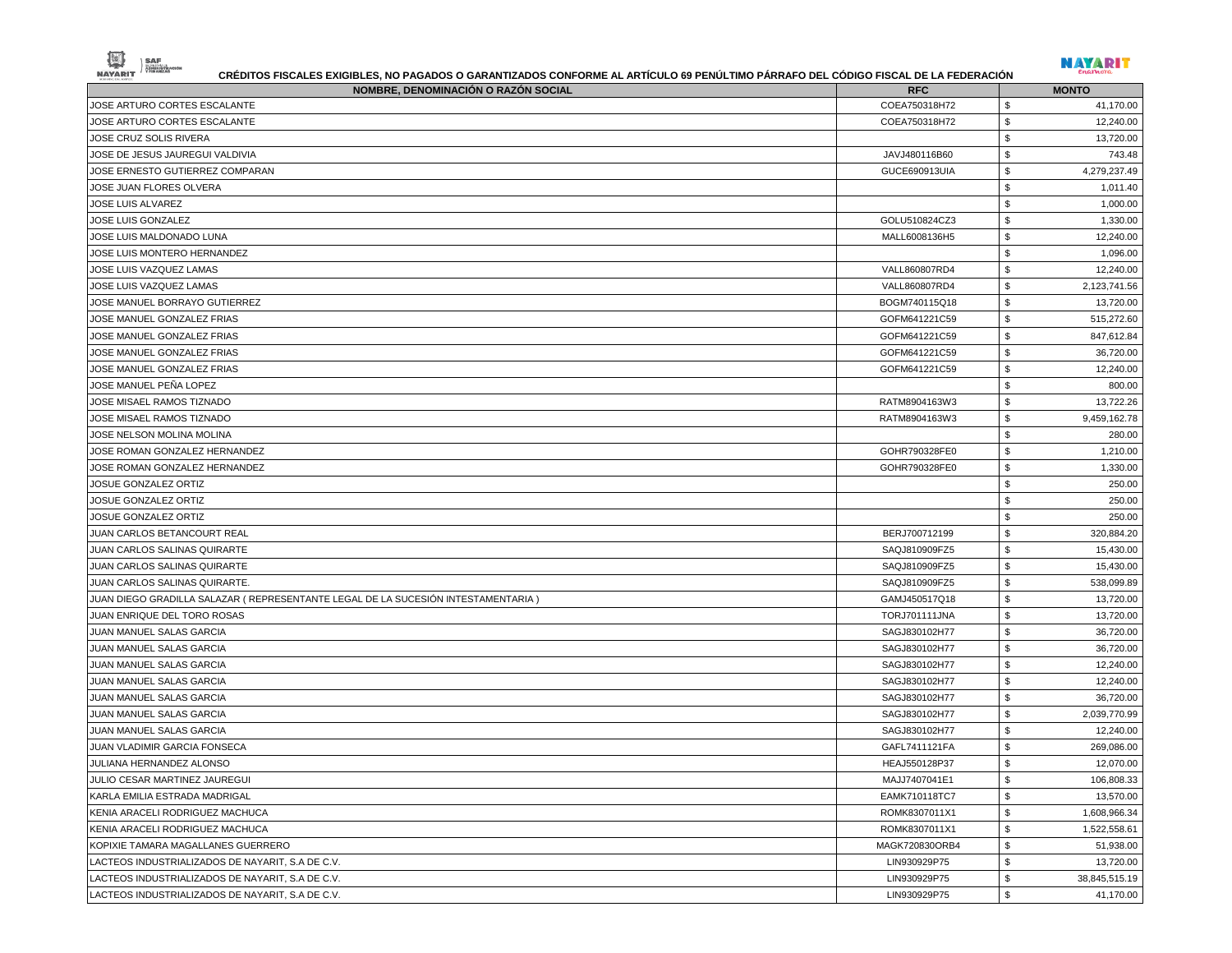**CRÉDITOS FISCALES EXIGIBLES, NO PAGADOS O GARANTIZADOS CONFORME AL ARTÍCULO 69 PENÚLTIMO PÁRRAFO DEL CÓDIGO FISCAL DE LA FEDERACIÓN**

| NOMBRE, DENOMINACIÓN O RAZÓN SOCIAL | RFC | MONTO |
|---|---|---|
| JOSE ARTURO CORTES ESCALANTE | COEA750318H72 | $ 41,170.00 |
| JOSE ARTURO CORTES ESCALANTE | COEA750318H72 | $ 12,240.00 |
| JOSE CRUZ SOLIS RIVERA | | $ 13,720.00 |
| JOSE DE JESUS JAUREGUI VALDIVIA | JAVJ480116B60 | $ 743.48 |
| JOSE ERNESTO GUTIERREZ COMPARAN | GUCE690913UIA | $ 4,279,237.49 |
| JOSE JUAN FLORES OLVERA | | $ 1,011.40 |
| JOSE LUIS ALVAREZ | | $ 1,000.00 |
| JOSE LUIS GONZALEZ | GOLU510824CZ3 | $ 1,330.00 |
| JOSE LUIS MALDONADO LUNA | MALL6008136H5 | $ 12,240.00 |
| JOSE LUIS MONTERO HERNANDEZ | | $ 1,096.00 |
| JOSE LUIS VAZQUEZ LAMAS | VALL860807RD4 | $ 12,240.00 |
| JOSE LUIS VAZQUEZ LAMAS | VALL860807RD4 | $ 2,123,741.56 |
| JOSE MANUEL BORRAYO GUTIERREZ | BOGM740115Q18 | $ 13,720.00 |
| JOSE MANUEL GONZALEZ FRIAS | GOFM641221C59 | $ 515,272.60 |
| JOSE MANUEL GONZALEZ FRIAS | GOFM641221C59 | $ 847,612.84 |
| JOSE MANUEL GONZALEZ FRIAS | GOFM641221C59 | $ 36,720.00 |
| JOSE MANUEL GONZALEZ FRIAS | GOFM641221C59 | $ 12,240.00 |
| JOSE MANUEL PEÑA LOPEZ | | $ 800.00 |
| JOSE MISAEL RAMOS TIZNADO | RATM8904163W3 | $ 13,722.26 |
| JOSE MISAEL RAMOS TIZNADO | RATM8904163W3 | $ 9,459,162.78 |
| JOSE NELSON MOLINA MOLINA | | $ 280.00 |
| JOSE ROMAN GONZALEZ HERNANDEZ | GOHR790328FE0 | $ 1,210.00 |
| JOSE ROMAN GONZALEZ HERNANDEZ | GOHR790328FE0 | $ 1,330.00 |
| JOSUE GONZALEZ ORTIZ | | $ 250.00 |
| JOSUE GONZALEZ ORTIZ | | $ 250.00 |
| JOSUE GONZALEZ ORTIZ | | $ 250.00 |
| JUAN CARLOS BETANCOURT REAL | BERJ700712199 | $ 320,884.20 |
| JUAN CARLOS SALINAS QUIRARTE | SAQJ810909FZ5 | $ 15,430.00 |
| JUAN CARLOS SALINAS QUIRARTE | SAQJ810909FZ5 | $ 15,430.00 |
| JUAN CARLOS SALINAS QUIRARTE. | SAQJ810909FZ5 | $ 538,099.89 |
| JUAN DIEGO GRADILLA SALAZAR ( REPRESENTANTE LEGAL DE LA SUCESIÓN INTESTAMENTARIA ) | GAMJ450517Q18 | $ 13,720.00 |
| JUAN ENRIQUE DEL TORO ROSAS | TORJ701111JNA | $ 13,720.00 |
| JUAN MANUEL SALAS GARCIA | SAGJ830102H77 | $ 36,720.00 |
| JUAN MANUEL SALAS GARCIA | SAGJ830102H77 | $ 36,720.00 |
| JUAN MANUEL SALAS GARCIA | SAGJ830102H77 | $ 12,240.00 |
| JUAN MANUEL SALAS GARCIA | SAGJ830102H77 | $ 12,240.00 |
| JUAN MANUEL SALAS GARCIA | SAGJ830102H77 | $ 36,720.00 |
| JUAN MANUEL SALAS GARCIA | SAGJ830102H77 | $ 2,039,770.99 |
| JUAN MANUEL SALAS GARCIA | SAGJ830102H77 | $ 12,240.00 |
| JUAN VLADIMIR GARCIA FONSECA | GAFL7411121FA | $ 269,086.00 |
| JULIANA HERNANDEZ ALONSO | HEAJ550128P37 | $ 12,070.00 |
| JULIO CESAR MARTINEZ JAUREGUI | MAJJ7407041E1 | $ 106,808.33 |
| KARLA EMILIA ESTRADA MADRIGAL | EAMK710118TC7 | $ 13,570.00 |
| KENIA ARACELI RODRIGUEZ MACHUCA | ROMK8307011X1 | $ 1,608,966.34 |
| KENIA ARACELI RODRIGUEZ MACHUCA | ROMK8307011X1 | $ 1,522,558.61 |
| KOPIXIE TAMARA MAGALLANES GUERRERO | MAGK720830ORB4 | $ 51,938.00 |
| LACTEOS INDUSTRIALIZADOS DE NAYARIT, S.A DE C.V. | LIN930929P75 | $ 13,720.00 |
| LACTEOS INDUSTRIALIZADOS DE NAYARIT, S.A DE C.V. | LIN930929P75 | $ 38,845,515.19 |
| LACTEOS INDUSTRIALIZADOS DE NAYARIT, S.A DE C.V. | LIN930929P75 | $ 41,170.00 |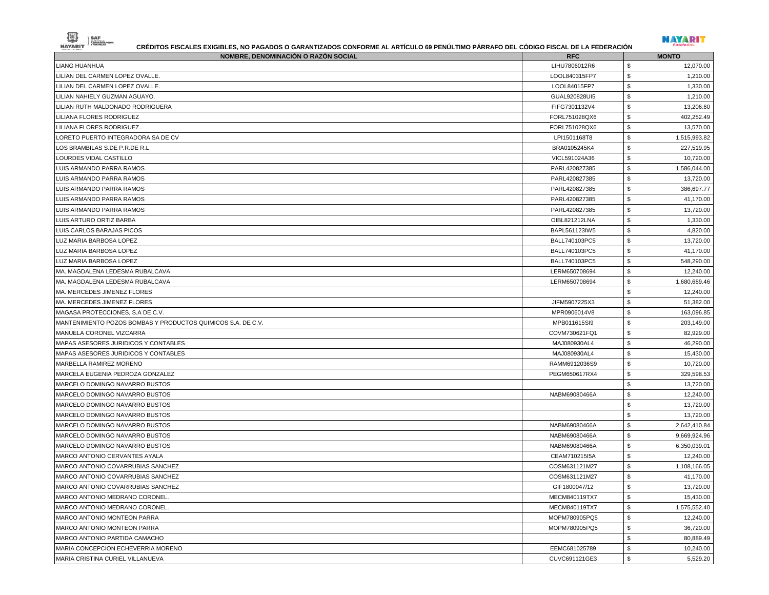**CRÉDITOS FISCALES EXIGIBLES, NO PAGADOS O GARANTIZADOS CONFORME AL ARTÍCULO 69 PENÚLTIMO PÁRRAFO DEL CÓDIGO FISCAL DE LA FEDERACIÓN**

| NOMBRE, DENOMINACIÓN O RAZÓN SOCIAL | RFC | MONTO |
|---|---|---|
| LIANG HUANHUA | LIHU7806012R6 | $ 12,070.00 |
| LILIAN DEL CARMEN LOPEZ OVALLE. | LOOL840315FP7 | $ 1,210.00 |
| LILIAN DEL CARMEN LOPEZ OVALLE. | LOOL84015FP7 | $ 1,330.00 |
| LILIAN NAHIELY GUZMAN AGUAYO. | GUAL920828UI5 | $ 1,210.00 |
| LILIAN RUTH MALDONADO RODRIGUERA | FIFG7301132V4 | $ 13,206.60 |
| LILIANA FLORES RODRIGUEZ | FORL751028QX6 | $ 402,252.49 |
| LILIANA FLORES RODRIGUEZ. | FORL751028QX6 | $ 13,570.00 |
| LORETO PUERTO INTEGRADORA SA DE CV | LPI1501168T8 | $ 1,515,993.82 |
| LOS BRAMBILAS S.DE P.R.DE R.L | BRA0105245K4 | $ 227,519.95 |
| LOURDES VIDAL CASTILLO | VICL591024A36 | $ 10,720.00 |
| LUIS ARMANDO PARRA RAMOS | PARL420827385 | $ 1,586,044.00 |
| LUIS ARMANDO PARRA RAMOS | PARL420827385 | $ 13,720.00 |
| LUIS ARMANDO PARRA RAMOS | PARL420827385 | $ 386,697.77 |
| LUIS ARMANDO PARRA RAMOS | PARL420827385 | $ 41,170.00 |
| LUIS ARMANDO PARRA RAMOS | PARL420827385 | $ 13,720.00 |
| LUIS ARTURO ORTIZ BARBA | OIBL821212LNA | $ 1,330.00 |
| LUIS CARLOS BARAJAS PICOS | BAPL561123IW5 | $ 4,820.00 |
| LUZ MARIA BARBOSA LOPEZ | BALL740103PC5 | $ 13,720.00 |
| LUZ MARIA BARBOSA LOPEZ | BALL740103PC5 | $ 41,170.00 |
| LUZ MARIA BARBOSA LOPEZ | BALL740103PC5 | $ 548,290.00 |
| MA. MAGDALENA LEDESMA RUBALCAVA | LERM650708694 | $ 12,240.00 |
| MA. MAGDALENA LEDESMA RUBALCAVA | LERM650708694 | $ 1,680,689.46 |
| MA. MERCEDES JIMENEZ FLORES | | $ 12,240.00 |
| MA. MERCEDES JIMENEZ FLORES | JIFM5907225X3 | $ 51,382.00 |
| MAGASA PROTECCIONES, S.A DE C.V. | MPR0906014V8 | $ 163,096.85 |
| MANTENIMIENTO POZOS BOMBAS Y PRODUCTOS QUIMICOS S.A. DE C.V. | MPB011615SI9 | $ 203,149.00 |
| MANUELA CORONEL VIZCARRA | COVM730621FQ1 | $ 82,929.00 |
| MAPAS ASESORES JURIDICOS Y CONTABLES | MAJ080930AL4 | $ 46,290.00 |
| MAPAS ASESORES JURIDICOS Y CONTABLES | MAJ080930AL4 | $ 15,430.00 |
| MARBELLA RAMIREZ MORENO | RAMM6912036S9 | $ 10,720.00 |
| MARCELA EUGENIA PEDROZA GONZALEZ | PEGM650617RX4 | $ 329,598.53 |
| MARCELO DOMINGO NAVARRO BUSTOS | | $ 13,720.00 |
| MARCELO DOMINGO NAVARRO BUSTOS | NABM69080466A | $ 12,240.00 |
| MARCELO DOMINGO NAVARRO BUSTOS | | $ 13,720.00 |
| MARCELO DOMINGO NAVARRO BUSTOS | | $ 13,720.00 |
| MARCELO DOMINGO NAVARRO BUSTOS | NABM69080466A | $ 2,642,410.84 |
| MARCELO DOMINGO NAVARRO BUSTOS | NABM69080466A | $ 9,669,924.96 |
| MARCELO DOMINGO NAVARRO BUSTOS | NABM69080466A | $ 6,350,039.01 |
| MARCO ANTONIO CERVANTES AYALA | CEAM710215I5A | $ 12,240.00 |
| MARCO ANTONIO COVARRUBIAS SANCHEZ | COSM631121M27 | $ 1,108,166.05 |
| MARCO ANTONIO COVARRUBIAS SANCHEZ | COSM631121M27 | $ 41,170.00 |
| MARCO ANTONIO COVARRUBIAS SANCHEZ | GIF1800047/12 | $ 13,720.00 |
| MARCO ANTONIO MEDRANO CORONEL. | MECM840119TX7 | $ 15,430.00 |
| MARCO ANTONIO MEDRANO CORONEL. | MECM840119TX7 | $ 1,575,552.40 |
| MARCO ANTONIO MONTEON PARRA | MOPM780905PQ5 | $ 12,240.00 |
| MARCO ANTONIO MONTEON PARRA | MOPM780905PQ5 | $ 36,720.00 |
| MARCO ANTONIO PARTIDA CAMACHO | | $ 80,889.49 |
| MARIA CONCEPCION ECHEVERRIA MORENO | EEMC681025789 | $ 10,240.00 |
| MARIA CRISTINA CURIEL VILLANUEVA | CUVC691121GE3 | $ 5,529.20 |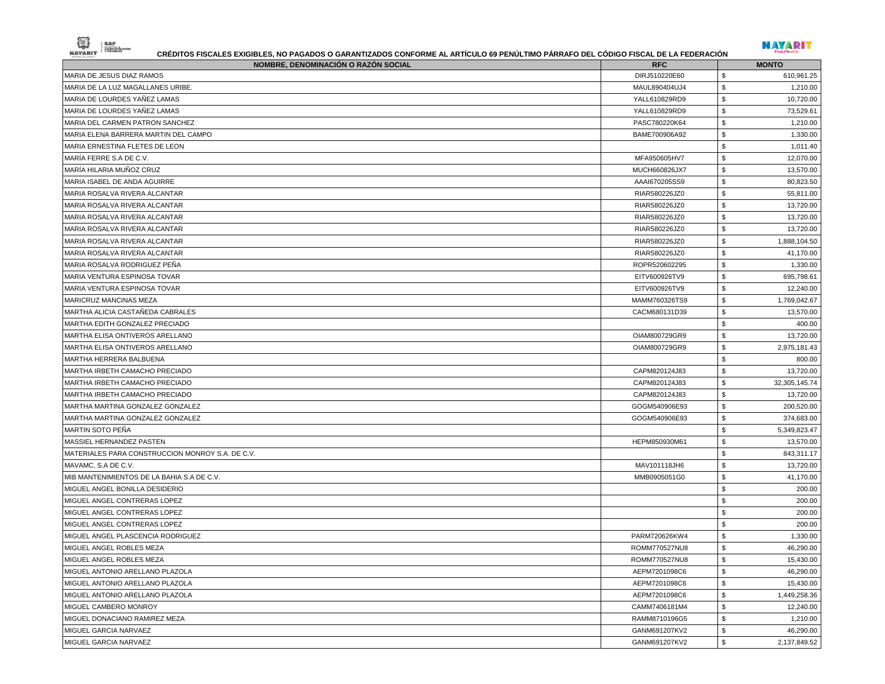**CRÉDITOS FISCALES EXIGIBLES, NO PAGADOS O GARANTIZADOS CONFORME AL ARTÍCULO 69 PENÚLTIMO PÁRRAFO DEL CÓDIGO FISCAL DE LA FEDERACIÓN**

| NOMBRE, DENOMINACIÓN O RAZÓN SOCIAL | RFC | MONTO |
|---|---|---|
| MARIA DE JESUS DIAZ RAMOS | DIRJ510220E60 | $ 610,961.25 |
| MARIA DE LA LUZ MAGALLANES URIBE. | MAUL890404UJ4 | $ 1,210.00 |
| MARIA DE LOURDES YAÑEZ LAMAS | YALL610829RD9 | $ 10,720.00 |
| MARIA DE LOURDES YAÑEZ LAMAS | YALL610829RD9 | $ 73,529.61 |
| MARIA DEL CARMEN PATRON SANCHEZ | PASC780220K64 | $ 1,210.00 |
| MARIA ELENA BARRERA MARTIN DEL CAMPO | BAME700906A92 | $ 1,330.00 |
| MARIA ERNESTINA FLETES DE LEON | | $ 1,011.40 |
| MARÍA FERRE S.A DE C.V. | MFA950605HV7 | $ 12,070.00 |
| MARÍA HILARIA MUÑOZ CRUZ | MUCH660826JX7 | $ 13,570.00 |
| MARIA ISABEL DE ANDA AGUIRRE | AAAI670205SS9 | $ 80,823.50 |
| MARIA ROSALVA RIVERA ALCANTAR | RIAR580226JZ0 | $ 55,811.00 |
| MARIA ROSALVA RIVERA ALCANTAR | RIAR580226JZ0 | $ 13,720.00 |
| MARIA ROSALVA RIVERA ALCANTAR | RIAR580226JZ0 | $ 13,720.00 |
| MARIA ROSALVA RIVERA ALCANTAR | RIAR580226JZ0 | $ 13,720.00 |
| MARIA ROSALVA RIVERA ALCANTAR | RIAR580226JZ0 | $ 1,888,104.50 |
| MARIA ROSALVA RIVERA ALCANTAR | RIAR580226JZ0 | $ 41,170.00 |
| MARIA ROSALVA RODRIGUEZ PEÑA | ROPR520602295 | $ 1,330.00 |
| MARIA VENTURA ESPINOSA TOVAR | EITV600926TV9 | $ 695,798.61 |
| MARIA VENTURA ESPINOSA TOVAR | EITV600926TV9 | $ 12,240.00 |
| MARICRUZ MANCINAS MEZA | MAMM760326TS9 | $ 1,769,042.67 |
| MARTHA ALICIA CASTAÑEDA CABRALES | CACM680131D39 | $ 13,570.00 |
| MARTHA EDITH GONZALEZ PRECIADO | | $ 400.00 |
| MARTHA ELISA ONTIVEROS ARELLANO | OIAM800729GR9 | $ 13,720.00 |
| MARTHA ELISA ONTIVEROS ARELLANO | OIAM800729GR9 | $ 2,975,181.43 |
| MARTHA HERRERA BALBUENA | | $ 800.00 |
| MARTHA IRBETH CAMACHO PRECIADO | CAPM820124J83 | $ 13,720.00 |
| MARTHA IRBETH CAMACHO PRECIADO | CAPM820124J83 | $ 32,305,145.74 |
| MARTHA IRBETH CAMACHO PRECIADO | CAPM820124J83 | $ 13,720.00 |
| MARTHA MARTINA GONZALEZ GONZALEZ | GOGM540906E93 | $ 200,520.00 |
| MARTHA MARTINA GONZALEZ GONZALEZ | GOGM540906E93 | $ 374,683.00 |
| MARTIN SOTO PEÑA | | $ 5,349,823.47 |
| MASSIEL HERNANDEZ PASTEN | HEPM850930M61 | $ 13,570.00 |
| MATERIALES PARA CONSTRUCCION MONROY S.A. DE C.V. | | $ 843,311.17 |
| MAVAMC, S.A DE C.V. | MAV101118JH6 | $ 13,720.00 |
| MIB MANTENIMIENTOS DE LA BAHIA S.A DE C.V. | MMB0905051G0 | $ 41,170.00 |
| MIGUEL ANGEL BONILLA DESIDERIO | | $ 200.00 |
| MIGUEL ANGEL CONTRERAS LOPEZ | | $ 200.00 |
| MIGUEL ANGEL CONTRERAS LOPEZ | | $ 200.00 |
| MIGUEL ANGEL CONTRERAS LOPEZ | | $ 200.00 |
| MIGUEL ANGEL PLASCENCIA RODRIGUEZ | PARM720626KW4 | $ 1,330.00 |
| MIGUEL ANGEL ROBLES MEZA | ROMM770527NU8 | $ 46,290.00 |
| MIGUEL ANGEL ROBLES MEZA | ROMM770527NU8 | $ 15,430.00 |
| MIGUEL ANTONIO ARELLANO PLAZOLA | AEPM7201098C6 | $ 46,290.00 |
| MIGUEL ANTONIO ARELLANO PLAZOLA | AEPM7201098C6 | $ 15,430.00 |
| MIGUEL ANTONIO ARELLANO PLAZOLA | AEPM7201098C6 | $ 1,449,258.36 |
| MIGUEL CAMBERO MONROY | CAMM7406181M4 | $ 12,240.00 |
| MIGUEL DONACIANO RAMIREZ MEZA | RAMM8710196G5 | $ 1,210.00 |
| MIGUEL GARCIA NARVAEZ | GANM691207KV2 | $ 46,290.00 |
| MIGUEL GARCIA NARVAEZ | GANM691207KV2 | $ 2,137,849.52 |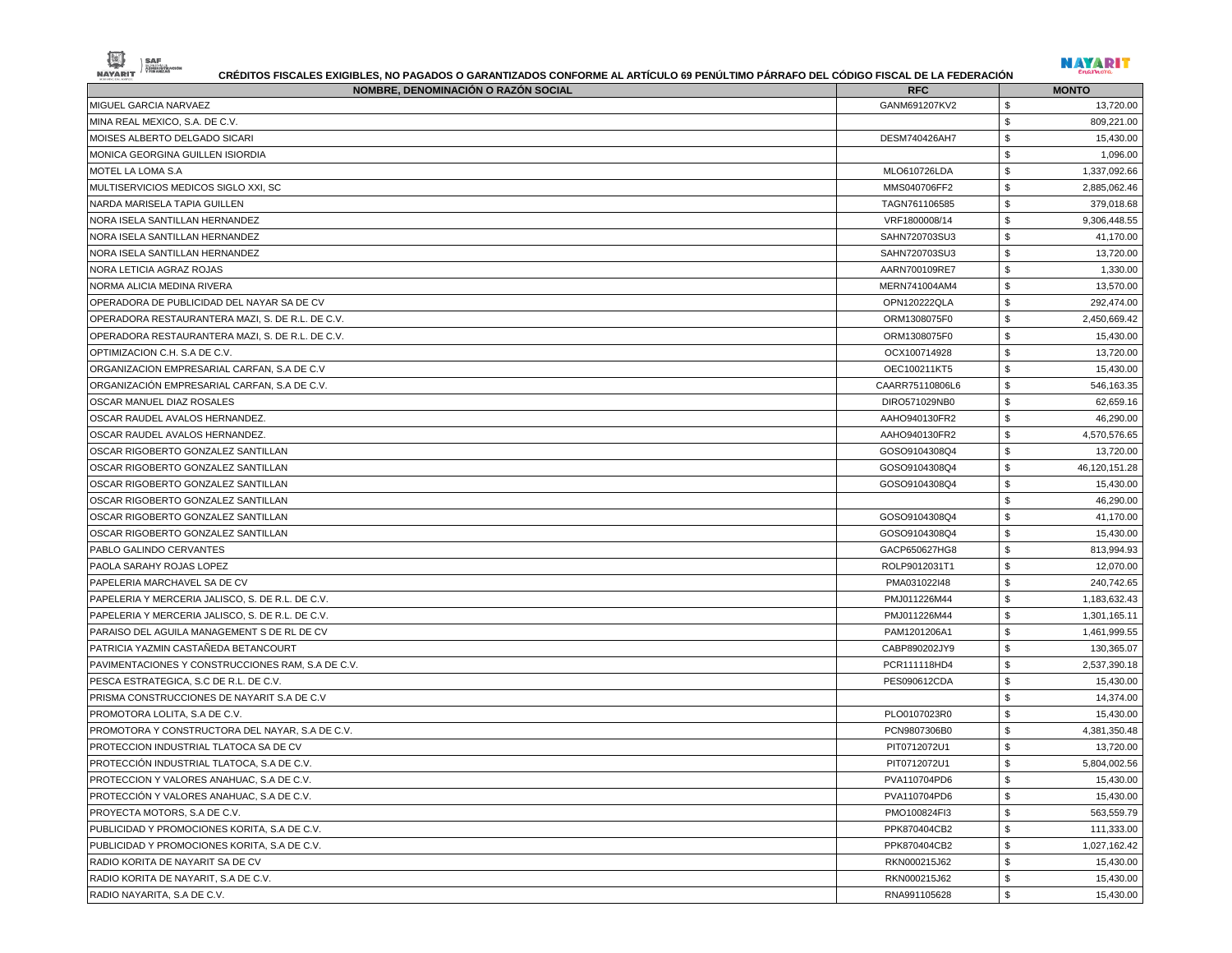**CRÉDITOS FISCALES EXIGIBLES, NO PAGADOS O GARANTIZADOS CONFORME AL ARTÍCULO 69 PENÚLTIMO PÁRRAFO DEL CÓDIGO FISCAL DE LA FEDERACIÓN**

| NOMBRE, DENOMINACIÓN O RAZÓN SOCIAL | RFC | MONTO | |
|---|---|---|---|
| MIGUEL GARCIA NARVAEZ | GANM691207KV2 | $ | 13,720.00 |
| MINA REAL MEXICO, S.A. DE C.V. | | $ | 809,221.00 |
| MOISES ALBERTO DELGADO SICARI | DESM740426AH7 | $ | 15,430.00 |
| MONICA GEORGINA GUILLEN ISIORDIA | | $ | 1,096.00 |
| MOTEL LA LOMA S.A | MLO610726LDA | $ | 1,337,092.66 |
| MULTISERVICIOS MEDICOS SIGLO XXI, SC | MMS040706FF2 | $ | 2,885,062.46 |
| NARDA MARISELA TAPIA GUILLEN | TAGN761106585 | $ | 379,018.68 |
| NORA ISELA SANTILLAN HERNANDEZ | VRF1800008/14 | $ | 9,306,448.55 |
| NORA ISELA SANTILLAN HERNANDEZ | SAHN720703SU3 | $ | 41,170.00 |
| NORA ISELA SANTILLAN HERNANDEZ | SAHN720703SU3 | $ | 13,720.00 |
| NORA LETICIA AGRAZ ROJAS | AARN700109RE7 | $ | 1,330.00 |
| NORMA ALICIA MEDINA RIVERA | MERN741004AM4 | $ | 13,570.00 |
| OPERADORA DE PUBLICIDAD DEL NAYAR SA DE CV | OPN120222QLA | $ | 292,474.00 |
| OPERADORA RESTAURANTERA MAZI, S. DE R.L. DE C.V. | ORM1308075F0 | $ | 2,450,669.42 |
| OPERADORA RESTAURANTERA MAZI, S. DE R.L. DE C.V. | ORM1308075F0 | $ | 15,430.00 |
| OPTIMIZACION C.H. S.A DE C.V. | OCX100714928 | $ | 13,720.00 |
| ORGANIZACION EMPRESARIAL CARFAN, S.A DE C.V | OEC100211KT5 | $ | 15,430.00 |
| ORGANIZACIÓN EMPRESARIAL CARFAN, S.A DE C.V. | CAARR75110806L6 | $ | 546,163.35 |
| OSCAR MANUEL DIAZ ROSALES | DIRO571029NB0 | $ | 62,659.16 |
| OSCAR RAUDEL AVALOS HERNANDEZ. | AAHO940130FR2 | $ | 46,290.00 |
| OSCAR RAUDEL AVALOS HERNANDEZ. | AAHO940130FR2 | $ | 4,570,576.65 |
| OSCAR RIGOBERTO GONZALEZ SANTILLAN | GOSO9104308Q4 | $ | 13,720.00 |
| OSCAR RIGOBERTO GONZALEZ SANTILLAN | GOSO9104308Q4 | $ | 46,120,151.28 |
| OSCAR RIGOBERTO GONZALEZ SANTILLAN | GOSO9104308Q4 | $ | 15,430.00 |
| OSCAR RIGOBERTO GONZALEZ SANTILLAN | | $ | 46,290.00 |
| OSCAR RIGOBERTO GONZALEZ SANTILLAN | GOSO9104308Q4 | $ | 41,170.00 |
| OSCAR RIGOBERTO GONZALEZ SANTILLAN | GOSO9104308Q4 | $ | 15,430.00 |
| PABLO GALINDO CERVANTES | GACP650627HG8 | $ | 813,994.93 |
| PAOLA SARAHY ROJAS LOPEZ | ROLP9012031T1 | $ | 12,070.00 |
| PAPELERIA MARCHAVEL SA DE CV | PMA031022I48 | $ | 240,742.65 |
| PAPELERIA Y MERCERIA JALISCO, S. DE R.L. DE C.V. | PMJ011226M44 | $ | 1,183,632.43 |
| PAPELERIA Y MERCERIA JALISCO, S. DE R.L. DE C.V. | PMJ011226M44 | $ | 1,301,165.11 |
| PARAISO DEL AGUILA MANAGEMENT S DE RL DE CV | PAM1201206A1 | $ | 1,461,999.55 |
| PATRICIA YAZMIN CASTAÑEDA BETANCOURT | CABP890202JY9 | $ | 130,365.07 |
| PAVIMENTACIONES Y CONSTRUCCIONES RAM, S.A DE C.V. | PCR111118HD4 | $ | 2,537,390.18 |
| PESCA ESTRATEGICA, S.C DE R.L. DE C.V. | PES090612CDA | $ | 15,430.00 |
| PRISMA CONSTRUCCIONES DE NAYARIT S.A DE C.V | | $ | 14,374.00 |
| PROMOTORA LOLITA, S.A DE C.V. | PLO0107023R0 | $ | 15,430.00 |
| PROMOTORA Y CONSTRUCTORA DEL NAYAR, S.A DE C.V. | PCN9807306B0 | $ | 4,381,350.48 |
| PROTECCION INDUSTRIAL TLATOCA SA DE CV | PIT0712072U1 | $ | 13,720.00 |
| PROTECCIÓN INDUSTRIAL TLATOCA, S.A DE C.V. | PIT0712072U1 | $ | 5,804,002.56 |
| PROTECCION Y VALORES ANAHUAC, S.A DE C.V. | PVA110704PD6 | $ | 15,430.00 |
| PROTECCIÓN Y VALORES ANAHUAC, S.A DE C.V. | PVA110704PD6 | $ | 15,430.00 |
| PROYECTA MOTORS, S.A DE C.V. | PMO100824FI3 | $ | 563,559.79 |
| PUBLICIDAD Y PROMOCIONES KORITA, S.A DE C.V. | PPK870404CB2 | $ | 111,333.00 |
| PUBLICIDAD Y PROMOCIONES KORITA, S.A DE C.V. | PPK870404CB2 | $ | 1,027,162.42 |
| RADIO KORITA DE NAYARIT SA DE CV | RKN000215J62 | $ | 15,430.00 |
| RADIO KORITA DE NAYARIT, S.A DE C.V. | RKN000215J62 | $ | 15,430.00 |
| RADIO NAYARITA, S.A DE C.V. | RNA991105628 | $ | 15,430.00 |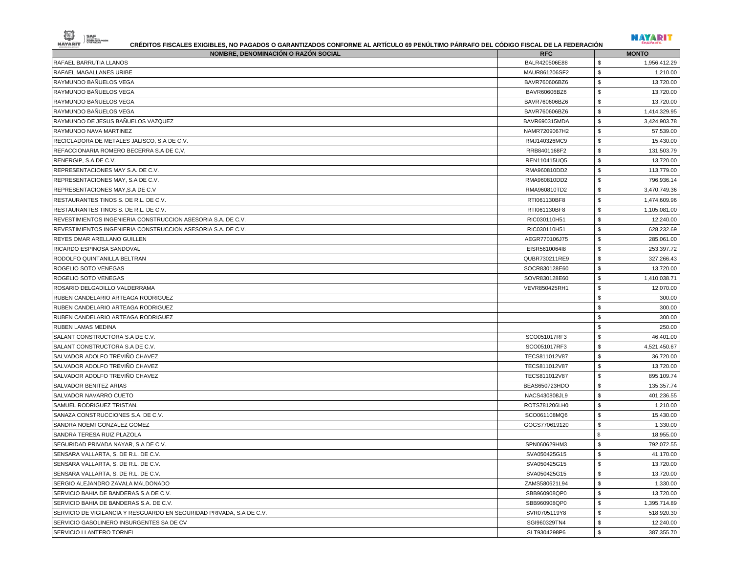**CRÉDITOS FISCALES EXIGIBLES, NO PAGADOS O GARANTIZADOS CONFORME AL ARTÍCULO 69 PENÚLTIMO PÁRRAFO DEL CÓDIGO FISCAL DE LA FEDERACIÓN**

| NOMBRE, DENOMINACIÓN O RAZÓN SOCIAL | RFC | MONTO |
|---|---|---|
| RAFAEL BARRUTIA LLANOS | BALR420506E88 | $ 1,956,412.29 |
| RAFAEL MAGALLANES URIBE | MAUR861206SF2 | $ 1,210.00 |
| RAYMUNDO BAÑUELOS VEGA | BAVR760606BZ6 | $ 13,720.00 |
| RAYMUNDO BAÑUELOS VEGA | BAVR60606BZ6 | $ 13,720.00 |
| RAYMUNDO BAÑUELOS VEGA | BAVR760606BZ6 | $ 13,720.00 |
| RAYMUNDO BAÑUELOS VEGA | BAVR760606BZ6 | $ 1,414,329.95 |
| RAYMUNDO DE JESUS BAÑUELOS VAZQUEZ | BAVR690315MDA | $ 3,424,903.78 |
| RAYMUNDO NAVA MARTINEZ | NAMR7209067H2 | $ 57,539.00 |
| RECICLADORA DE METALES JALISCO, S.A DE C.V. | RMJ140326MC9 | $ 15,430.00 |
| REFACCIONARIA ROMERO BECERRA S.A DE C,V, | RRB8401168F2 | $ 131,503.79 |
| RENERGIP, S.A DE C.V. | REN110415UQ5 | $ 13,720.00 |
| REPRESENTACIONES MAY S.A. DE C.V. | RMA960810DD2 | $ 113,779.00 |
| REPRESENTACIONES MAY, S.A DE C.V. | RMA960810DD2 | $ 796,936.14 |
| REPRESENTACIONES MAY,S.A DE C.V | RMA960810TD2 | $ 3,470,749.36 |
| RESTAURANTES TINOS S. DE R.L. DE C.V. | RTI061130BF8 | $ 1,474,609.96 |
| RESTAURANTES TINOS S. DE R.L. DE C.V. | RTI061130BF8 | $ 1,105,081.00 |
| REVESTIMIENTOS INGENIERIA CONSTRUCCION ASESORIA S.A. DE C.V. | RIC030110H51 | $ 12,240.00 |
| REVESTIMIENTOS INGENIERIA CONSTRUCCION ASESORIA S.A. DE C.V. | RIC030110H51 | $ 628,232.69 |
| REYES OMAR ARELLANO GUILLEN | AEGR770106J75 | $ 285,061.00 |
| RICARDO ESPINOSA SANDOVAL | EISR5610064I8 | $ 253,397.72 |
| RODOLFO QUINTANILLA BELTRAN | QUBR730211RE9 | $ 327,266.43 |
| ROGELIO SOTO VENEGAS | SOCR830128E60 | $ 13,720.00 |
| ROGELIO SOTO VENEGAS | SOVR830128E60 | $ 1,410,038.71 |
| ROSARIO DELGADILLO VALDERRAMA | VEVR850425RH1 | $ 12,070.00 |
| RUBEN CANDELARIO ARTEAGA RODRIGUEZ | | $ 300.00 |
| RUBEN CANDELARIO ARTEAGA RODRIGUEZ | | $ 300.00 |
| RUBEN CANDELARIO ARTEAGA RODRIGUEZ | | $ 300.00 |
| RUBEN LAMAS MEDINA | | $ 250.00 |
| SALANT CONSTRUCTORA S.A DE C.V. | SCO051017RF3 | $ 46,401.00 |
| SALANT CONSTRUCTORA S.A DE C.V. | SCO051017RF3 | $ 4,521,450.67 |
| SALVADOR ADOLFO TREVIÑO CHAVEZ | TECS811012V87 | $ 36,720.00 |
| SALVADOR ADOLFO TREVIÑO CHAVEZ | TECS811012V87 | $ 13,720.00 |
| SALVADOR ADOLFO TREVIÑO CHAVEZ | TECS811012V87 | $ 895,109.74 |
| SALVADOR BENITEZ ARIAS | BEAS650723HDO | $ 135,357.74 |
| SALVADOR NAVARRO CUETO | NACS430808JL9 | $ 401,236.55 |
| SAMUEL RODRIGUEZ TRISTAN. | ROTS781206LH0 | $ 1,210.00 |
| SANAZA CONSTRUCCIONES S.A. DE C.V. | SCO061108MQ6 | $ 15,430.00 |
| SANDRA NOEMI GONZALEZ GOMEZ | GOGS770619120 | $ 1,330.00 |
| SANDRA TERESA RUIZ PLAZOLA | | $ 18,955.00 |
| SEGURIDAD PRIVADA NAYAR, S.A DE C.V. | SPN060629HM3 | $ 792,072.55 |
| SENSARA VALLARTA, S. DE R.L. DE C.V. | SVA050425G15 | $ 41,170.00 |
| SENSARA VALLARTA, S. DE R.L. DE C.V. | SVA050425G15 | $ 13,720.00 |
| SENSARA VALLARTA, S. DE R.L. DE C.V. | SVA050425G15 | $ 13,720.00 |
| SERGIO ALEJANDRO ZAVALA MALDONADO | ZAMS580621L94 | $ 1,330.00 |
| SERVICIO BAHIA DE BANDERAS S.A DE C.V. | SBB960908QP0 | $ 13,720.00 |
| SERVICIO BAHIA DE BANDERAS S.A. DE C.V. | SBB960908QP0 | $ 1,395,714.89 |
| SERVICIO DE VIGILANCIA Y RESGUARDO EN SEGURIDAD PRIVADA, S.A DE C.V. | SVR0705119Y8 | $ 518,920.30 |
| SERVICIO GASOLINERO INSURGENTES SA DE CV | SGI960329TN4 | $ 12,240.00 |
| SERVICIO LLANTERO TORNEL | SLT9304298P6 | $ 387,355.70 |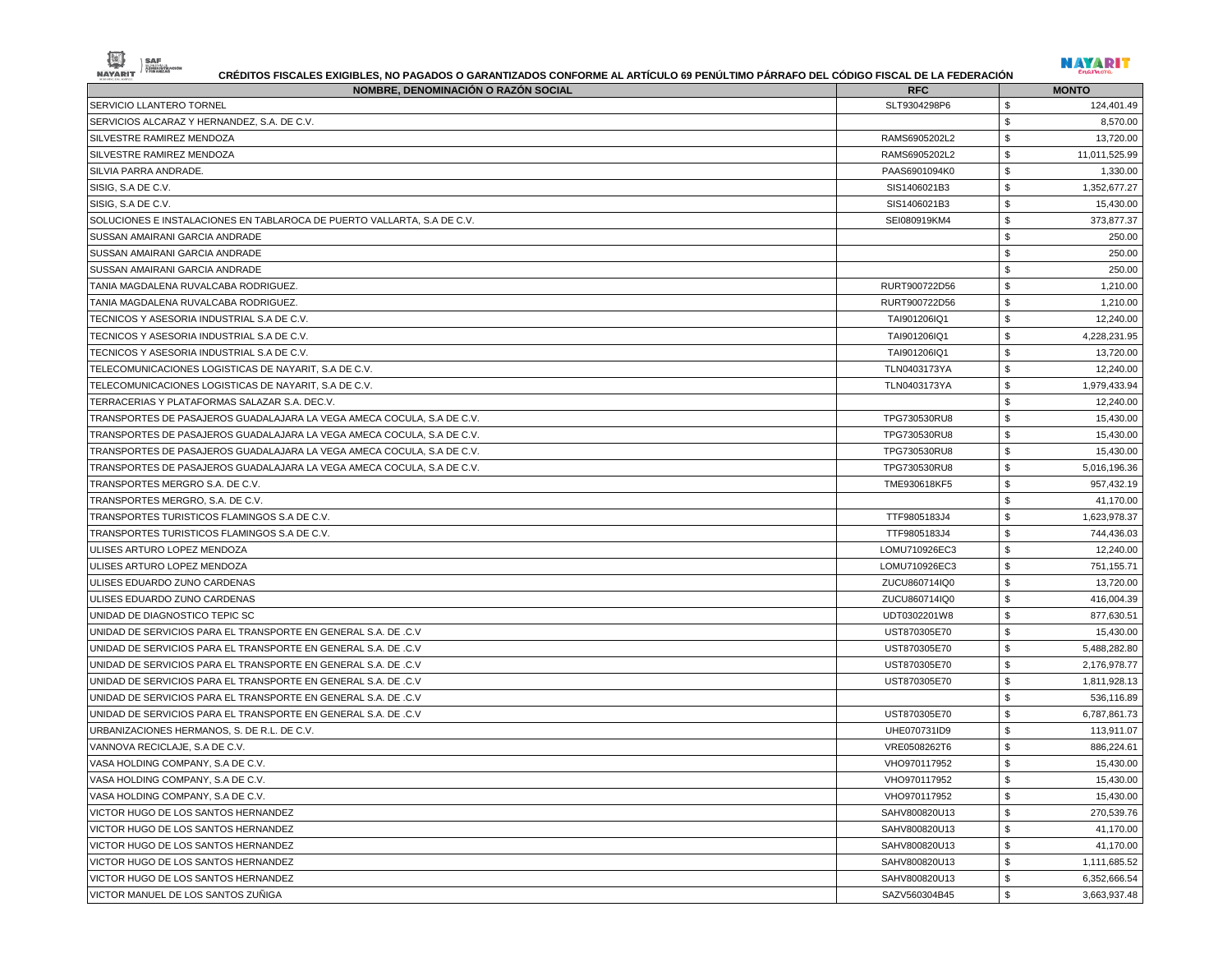**CRÉDITOS FISCALES EXIGIBLES, NO PAGADOS O GARANTIZADOS CONFORME AL ARTÍCULO 69 PENÚLTIMO PÁRRAFO DEL CÓDIGO FISCAL DE LA FEDERACIÓN**

| NOMBRE, DENOMINACIÓN O RAZÓN SOCIAL | RFC | MONTO | |
|---|---|---|---|
| SERVICIO LLANTERO TORNEL | SLT9304298P6 | $ | 124,401.49 |
| SERVICIOS ALCARAZ Y HERNANDEZ, S.A. DE C.V. | | $ | 8,570.00 |
| SILVESTRE RAMIREZ MENDOZA | RAMS6905202L2 | $ | 13,720.00 |
| SILVESTRE RAMIREZ MENDOZA | RAMS6905202L2 | $ | 11,011,525.99 |
| SILVIA PARRA ANDRADE. | PAAS6901094K0 | $ | 1,330.00 |
| SISIG, S.A DE C.V. | SIS1406021B3 | $ | 1,352,677.27 |
| SISIG, S.A DE C.V. | SIS1406021B3 | $ | 15,430.00 |
| SOLUCIONES E INSTALACIONES EN TABLAROCA DE PUERTO VALLARTA, S.A DE C.V. | SEI080919KM4 | $ | 373,877.37 |
| SUSSAN AMAIRANI GARCIA ANDRADE | | $ | 250.00 |
| SUSSAN AMAIRANI GARCIA ANDRADE | | $ | 250.00 |
| SUSSAN AMAIRANI GARCIA ANDRADE | | $ | 250.00 |
| TANIA MAGDALENA RUVALCABA RODRIGUEZ. | RURT900722D56 | $ | 1,210.00 |
| TANIA MAGDALENA RUVALCABA RODRIGUEZ. | RURT900722D56 | $ | 1,210.00 |
| TECNICOS Y ASESORIA INDUSTRIAL S.A DE C.V. | TAI901206IQ1 | $ | 12,240.00 |
| TECNICOS Y ASESORIA INDUSTRIAL S.A DE C.V. | TAI901206IQ1 | $ | 4,228,231.95 |
| TECNICOS Y ASESORIA INDUSTRIAL S.A DE C.V. | TAI901206IQ1 | $ | 13,720.00 |
| TELECOMUNICACIONES LOGISTICAS DE NAYARIT, S.A DE C.V. | TLN0403173YA | $ | 12,240.00 |
| TELECOMUNICACIONES LOGISTICAS DE NAYARIT, S.A DE C.V. | TLN0403173YA | $ | 1,979,433.94 |
| TERRACERIAS Y PLATAFORMAS SALAZAR S.A. DEC.V. | | $ | 12,240.00 |
| TRANSPORTES DE PASAJEROS GUADALAJARA LA VEGA AMECA COCULA, S.A DE C.V. | TPG730530RU8 | $ | 15,430.00 |
| TRANSPORTES DE PASAJEROS GUADALAJARA LA VEGA AMECA COCULA, S.A DE C.V. | TPG730530RU8 | $ | 15,430.00 |
| TRANSPORTES DE PASAJEROS GUADALAJARA LA VEGA AMECA COCULA, S.A DE C.V. | TPG730530RU8 | $ | 15,430.00 |
| TRANSPORTES DE PASAJEROS GUADALAJARA LA VEGA AMECA COCULA, S.A DE C.V. | TPG730530RU8 | $ | 5,016,196.36 |
| TRANSPORTES MERGRO S.A. DE C.V. | TME930618KF5 | $ | 957,432.19 |
| TRANSPORTES MERGRO, S.A. DE C.V. | | $ | 41,170.00 |
| TRANSPORTES TURISTICOS FLAMINGOS S.A DE C.V. | TTF9805183J4 | $ | 1,623,978.37 |
| TRANSPORTES TURISTICOS FLAMINGOS S.A DE C.V. | TTF9805183J4 | $ | 744,436.03 |
| ULISES ARTURO LOPEZ MENDOZA | LOMU710926EC3 | $ | 12,240.00 |
| ULISES ARTURO LOPEZ MENDOZA | LOMU710926EC3 | $ | 751,155.71 |
| ULISES EDUARDO ZUNO CARDENAS | ZUCU860714IQ0 | $ | 13,720.00 |
| ULISES EDUARDO ZUNO CARDENAS | ZUCU860714IQ0 | $ | 416,004.39 |
| UNIDAD DE DIAGNOSTICO TEPIC SC | UDT0302201W8 | $ | 877,630.51 |
| UNIDAD DE SERVICIOS PARA EL TRANSPORTE EN GENERAL S.A. DE .C.V | UST870305E70 | $ | 15,430.00 |
| UNIDAD DE SERVICIOS PARA EL TRANSPORTE EN GENERAL S.A. DE .C.V | UST870305E70 | $ | 5,488,282.80 |
| UNIDAD DE SERVICIOS PARA EL TRANSPORTE EN GENERAL S.A. DE .C.V | UST870305E70 | $ | 2,176,978.77 |
| UNIDAD DE SERVICIOS PARA EL TRANSPORTE EN GENERAL S.A. DE .C.V | UST870305E70 | $ | 1,811,928.13 |
| UNIDAD DE SERVICIOS PARA EL TRANSPORTE EN GENERAL S.A. DE .C.V | | $ | 536,116.89 |
| UNIDAD DE SERVICIOS PARA EL TRANSPORTE EN GENERAL S.A. DE .C.V | UST870305E70 | $ | 6,787,861.73 |
| URBANIZACIONES HERMANOS, S. DE R.L. DE C.V. | UHE070731ID9 | $ | 113,911.07 |
| VANNOVA RECICLAJE, S.A DE C.V. | VRE0508262T6 | $ | 886,224.61 |
| VASA HOLDING COMPANY, S.A DE C.V. | VHO970117952 | $ | 15,430.00 |
| VASA HOLDING COMPANY, S.A DE C.V. | VHO970117952 | $ | 15,430.00 |
| VASA HOLDING COMPANY, S.A DE C.V. | VHO970117952 | $ | 15,430.00 |
| VICTOR HUGO DE LOS SANTOS HERNANDEZ | SAHV800820U13 | $ | 270,539.76 |
| VICTOR HUGO DE LOS SANTOS HERNANDEZ | SAHV800820U13 | $ | 41,170.00 |
| VICTOR HUGO DE LOS SANTOS HERNANDEZ | SAHV800820U13 | $ | 41,170.00 |
| VICTOR HUGO DE LOS SANTOS HERNANDEZ | SAHV800820U13 | $ | 1,111,685.52 |
| VICTOR HUGO DE LOS SANTOS HERNANDEZ | SAHV800820U13 | $ | 6,352,666.54 |
| VICTOR MANUEL DE LOS SANTOS ZUÑIGA | SAZV560304B45 | $ | 3,663,937.48 |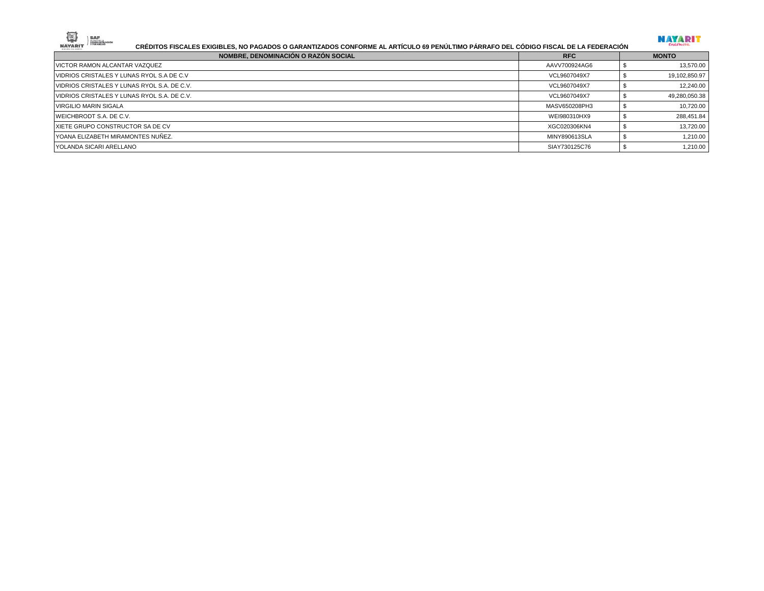CRÉDITOS FISCALES EXIGIBLES, NO PAGADOS O GARANTIZADOS CONFORME AL ARTÍCULO 69 PENÚLTIMO PÁRRAFO DEL CÓDIGO FISCAL DE LA FEDERACIÓN

| NOMBRE, DENOMINACIÓN O RAZÓN SOCIAL | RFC | MONTO | |
|---|---|---|---|
| VICTOR RAMON ALCANTAR VAZQUEZ | AAVV700924AG6 | $ | 13,570.00 |
| VIDRIOS CRISTALES Y LUNAS RYOL S.A DE C.V | VCL9607049X7 | $ | 19,102,850.97 |
| VIDRIOS CRISTALES Y LUNAS RYOL S.A. DE C.V. | VCL9607049X7 | $ | 12,240.00 |
| VIDRIOS CRISTALES Y LUNAS RYOL S.A. DE C.V. | VCL9607049X7 | $ | 49,280,050.38 |
| VIRGILIO MARIN SIGALA | MASV650208PH3 | $ | 10,720.00 |
| WEICHBRODT S.A. DE C.V. | WEI980310HX9 | $ | 288,451.84 |
| XIETE GRUPO CONSTRUCTOR SA DE CV | XGC020306KN4 | $ | 13,720.00 |
| YOANA ELIZABETH MIRAMONTES NUÑEZ. | MINY890613SLA | $ | 1,210.00 |
| YOLANDA SICARI ARELLANO | SIAY730125C76 | $ | 1,210.00 |